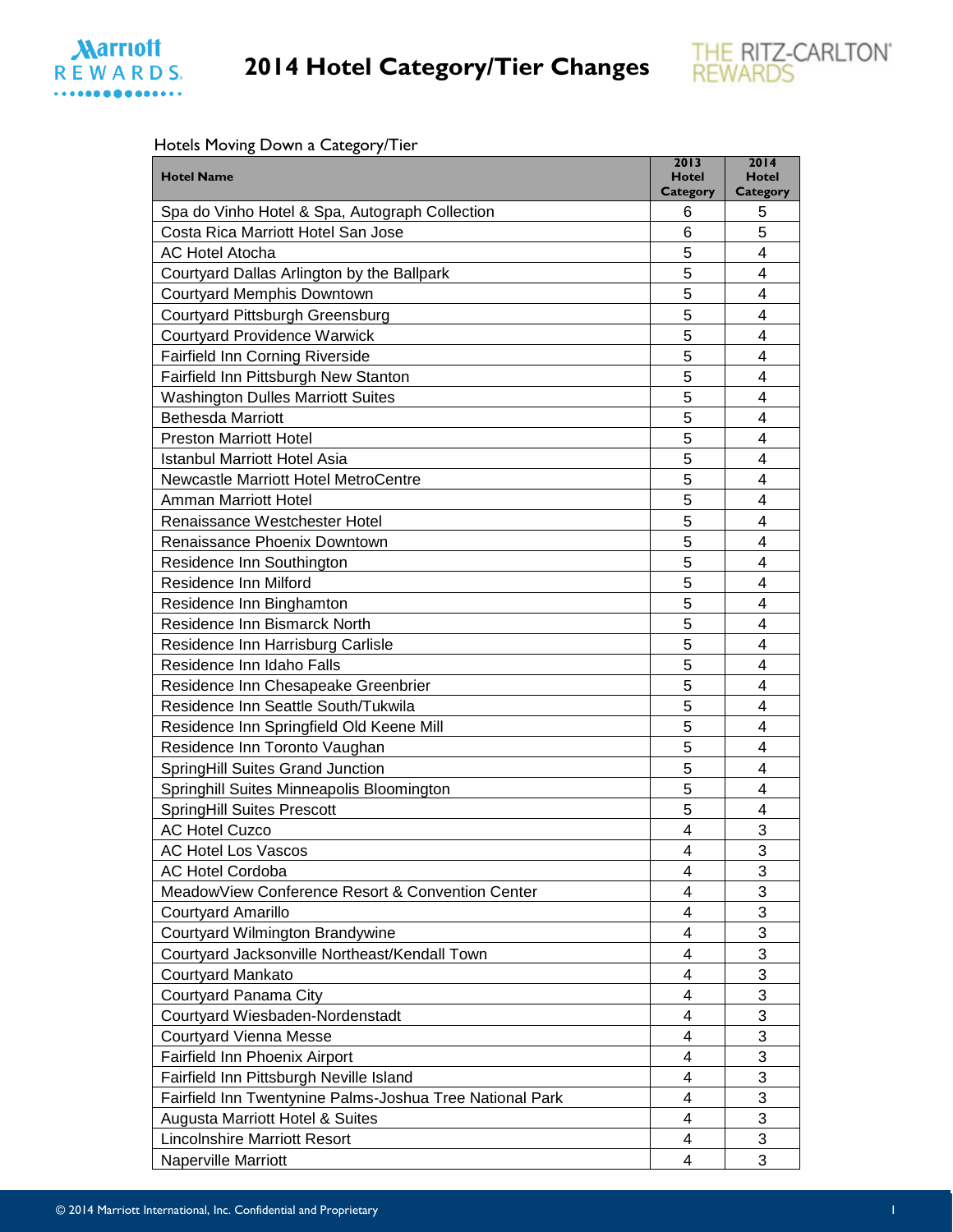# 2014 Hotel Category/Tier Changes

Hotels Moving Down a Category/Tier

| Hotel Name | 2013 Hotel Category | 2014 Hotel Category |
|---|---|---|
| Spa do Vinho Hotel & Spa, Autograph Collection | 6 | 5 |
| Costa Rica Marriott Hotel San Jose | 6 | 5 |
| AC Hotel Atocha | 5 | 4 |
| Courtyard Dallas Arlington by the Ballpark | 5 | 4 |
| Courtyard Memphis Downtown | 5 | 4 |
| Courtyard Pittsburgh Greensburg | 5 | 4 |
| Courtyard Providence Warwick | 5 | 4 |
| Fairfield Inn Corning Riverside | 5 | 4 |
| Fairfield Inn Pittsburgh New Stanton | 5 | 4 |
| Washington Dulles Marriott Suites | 5 | 4 |
| Bethesda Marriott | 5 | 4 |
| Preston Marriott Hotel | 5 | 4 |
| Istanbul Marriott Hotel Asia | 5 | 4 |
| Newcastle Marriott Hotel MetroCentre | 5 | 4 |
| Amman Marriott Hotel | 5 | 4 |
| Renaissance Westchester Hotel | 5 | 4 |
| Renaissance Phoenix Downtown | 5 | 4 |
| Residence Inn Southington | 5 | 4 |
| Residence Inn Milford | 5 | 4 |
| Residence Inn Binghamton | 5 | 4 |
| Residence Inn Bismarck North | 5 | 4 |
| Residence Inn Harrisburg Carlisle | 5 | 4 |
| Residence Inn Idaho Falls | 5 | 4 |
| Residence Inn Chesapeake Greenbrier | 5 | 4 |
| Residence Inn Seattle South/Tukwila | 5 | 4 |
| Residence Inn Springfield Old Keene Mill | 5 | 4 |
| Residence Inn Toronto Vaughan | 5 | 4 |
| SpringHill Suites Grand Junction | 5 | 4 |
| Springhill Suites Minneapolis Bloomington | 5 | 4 |
| SpringHill Suites Prescott | 5 | 4 |
| AC Hotel Cuzco | 4 | 3 |
| AC Hotel Los Vascos | 4 | 3 |
| AC Hotel Cordoba | 4 | 3 |
| MeadowView Conference Resort & Convention Center | 4 | 3 |
| Courtyard Amarillo | 4 | 3 |
| Courtyard Wilmington Brandywine | 4 | 3 |
| Courtyard Jacksonville Northeast/Kendall Town | 4 | 3 |
| Courtyard Mankato | 4 | 3 |
| Courtyard Panama City | 4 | 3 |
| Courtyard Wiesbaden-Nordenstadt | 4 | 3 |
| Courtyard Vienna Messe | 4 | 3 |
| Fairfield Inn Phoenix Airport | 4 | 3 |
| Fairfield Inn Pittsburgh Neville Island | 4 | 3 |
| Fairfield Inn Twentynine Palms-Joshua Tree National Park | 4 | 3 |
| Augusta Marriott Hotel & Suites | 4 | 3 |
| Lincolnshire Marriott Resort | 4 | 3 |
| Naperville Marriott | 4 | 3 |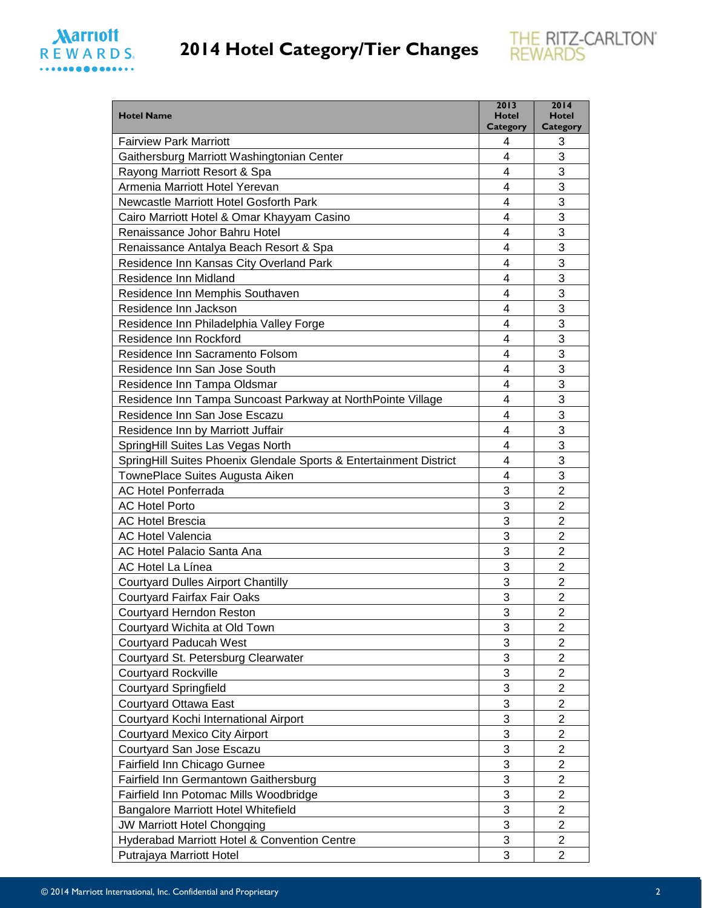# 2014 Hotel Category/Tier Changes

| Hotel Name | 2013 Hotel Category | 2014 Hotel Category |
|---|---|---|
| Fairview Park Marriott | 4 | 3 |
| Gaithersburg Marriott Washingtonian Center | 4 | 3 |
| Rayong Marriott Resort & Spa | 4 | 3 |
| Armenia Marriott Hotel Yerevan | 4 | 3 |
| Newcastle Marriott Hotel Gosforth Park | 4 | 3 |
| Cairo Marriott Hotel & Omar Khayyam Casino | 4 | 3 |
| Renaissance Johor Bahru Hotel | 4 | 3 |
| Renaissance Antalya Beach Resort & Spa | 4 | 3 |
| Residence Inn Kansas City Overland Park | 4 | 3 |
| Residence Inn Midland | 4 | 3 |
| Residence Inn Memphis Southaven | 4 | 3 |
| Residence Inn Jackson | 4 | 3 |
| Residence Inn Philadelphia Valley Forge | 4 | 3 |
| Residence Inn Rockford | 4 | 3 |
| Residence Inn Sacramento Folsom | 4 | 3 |
| Residence Inn San Jose South | 4 | 3 |
| Residence Inn Tampa Oldsmar | 4 | 3 |
| Residence Inn Tampa Suncoast Parkway at NorthPointe Village | 4 | 3 |
| Residence Inn San Jose Escazu | 4 | 3 |
| Residence Inn by Marriott Juffair | 4 | 3 |
| SpringHill Suites Las Vegas North | 4 | 3 |
| SpringHill Suites Phoenix Glendale Sports & Entertainment District | 4 | 3 |
| TownePlace Suites Augusta Aiken | 4 | 3 |
| AC Hotel Ponferrada | 3 | 2 |
| AC Hotel Porto | 3 | 2 |
| AC Hotel Brescia | 3 | 2 |
| AC Hotel Valencia | 3 | 2 |
| AC Hotel Palacio Santa Ana | 3 | 2 |
| AC Hotel La Línea | 3 | 2 |
| Courtyard Dulles Airport Chantilly | 3 | 2 |
| Courtyard Fairfax Fair Oaks | 3 | 2 |
| Courtyard Herndon Reston | 3 | 2 |
| Courtyard Wichita at Old Town | 3 | 2 |
| Courtyard Paducah West | 3 | 2 |
| Courtyard St. Petersburg Clearwater | 3 | 2 |
| Courtyard Rockville | 3 | 2 |
| Courtyard Springfield | 3 | 2 |
| Courtyard Ottawa East | 3 | 2 |
| Courtyard Kochi International Airport | 3 | 2 |
| Courtyard Mexico City Airport | 3 | 2 |
| Courtyard San Jose Escazu | 3 | 2 |
| Fairfield Inn Chicago Gurnee | 3 | 2 |
| Fairfield Inn Germantown Gaithersburg | 3 | 2 |
| Fairfield Inn Potomac Mills Woodbridge | 3 | 2 |
| Bangalore Marriott Hotel Whitefield | 3 | 2 |
| JW Marriott Hotel Chongqing | 3 | 2 |
| Hyderabad Marriott Hotel & Convention Centre | 3 | 2 |
| Putrajaya Marriott Hotel | 3 | 2 |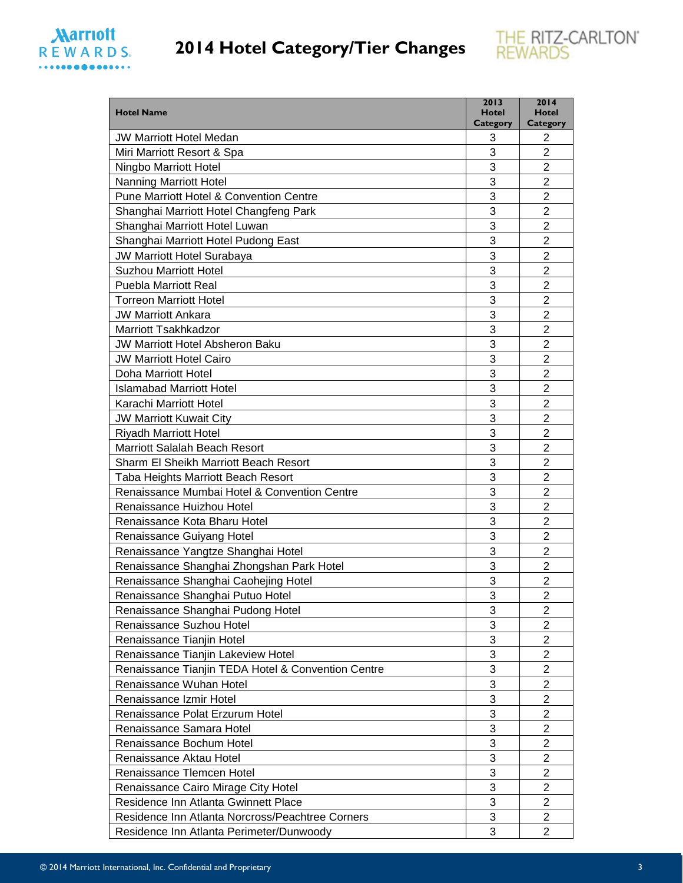# 2014 Hotel Category/Tier Changes

| Hotel Name | 2013 Hotel Category | 2014 Hotel Category |
|---|---|---|
| JW Marriott Hotel Medan | 3 | 2 |
| Miri Marriott Resort & Spa | 3 | 2 |
| Ningbo Marriott Hotel | 3 | 2 |
| Nanning Marriott Hotel | 3 | 2 |
| Pune Marriott Hotel & Convention Centre | 3 | 2 |
| Shanghai Marriott Hotel Changfeng Park | 3 | 2 |
| Shanghai Marriott Hotel Luwan | 3 | 2 |
| Shanghai Marriott Hotel Pudong East | 3 | 2 |
| JW Marriott Hotel Surabaya | 3 | 2 |
| Suzhou Marriott Hotel | 3 | 2 |
| Puebla Marriott Real | 3 | 2 |
| Torreon Marriott Hotel | 3 | 2 |
| JW Marriott Ankara | 3 | 2 |
| Marriott Tsakhkadzor | 3 | 2 |
| JW Marriott Hotel Absheron Baku | 3 | 2 |
| JW Marriott Hotel Cairo | 3 | 2 |
| Doha Marriott Hotel | 3 | 2 |
| Islamabad Marriott Hotel | 3 | 2 |
| Karachi Marriott Hotel | 3 | 2 |
| JW Marriott Kuwait City | 3 | 2 |
| Riyadh Marriott Hotel | 3 | 2 |
| Marriott Salalah Beach Resort | 3 | 2 |
| Sharm El Sheikh Marriott Beach Resort | 3 | 2 |
| Taba Heights Marriott Beach Resort | 3 | 2 |
| Renaissance Mumbai Hotel & Convention Centre | 3 | 2 |
| Renaissance Huizhou Hotel | 3 | 2 |
| Renaissance Kota Bharu Hotel | 3 | 2 |
| Renaissance Guiyang Hotel | 3 | 2 |
| Renaissance Yangtze Shanghai Hotel | 3 | 2 |
| Renaissance Shanghai Zhongshan Park Hotel | 3 | 2 |
| Renaissance Shanghai Caohejing Hotel | 3 | 2 |
| Renaissance Shanghai Putuo Hotel | 3 | 2 |
| Renaissance Shanghai Pudong Hotel | 3 | 2 |
| Renaissance Suzhou Hotel | 3 | 2 |
| Renaissance Tianjin Hotel | 3 | 2 |
| Renaissance Tianjin Lakeview Hotel | 3 | 2 |
| Renaissance Tianjin TEDA Hotel & Convention Centre | 3 | 2 |
| Renaissance Wuhan Hotel | 3 | 2 |
| Renaissance Izmir Hotel | 3 | 2 |
| Renaissance Polat Erzurum Hotel | 3 | 2 |
| Renaissance Samara Hotel | 3 | 2 |
| Renaissance Bochum Hotel | 3 | 2 |
| Renaissance Aktau Hotel | 3 | 2 |
| Renaissance Tlemcen Hotel | 3 | 2 |
| Renaissance Cairo Mirage City Hotel | 3 | 2 |
| Residence Inn Atlanta Gwinnett Place | 3 | 2 |
| Residence Inn Atlanta Norcross/Peachtree Corners | 3 | 2 |
| Residence Inn Atlanta Perimeter/Dunwoody | 3 | 2 |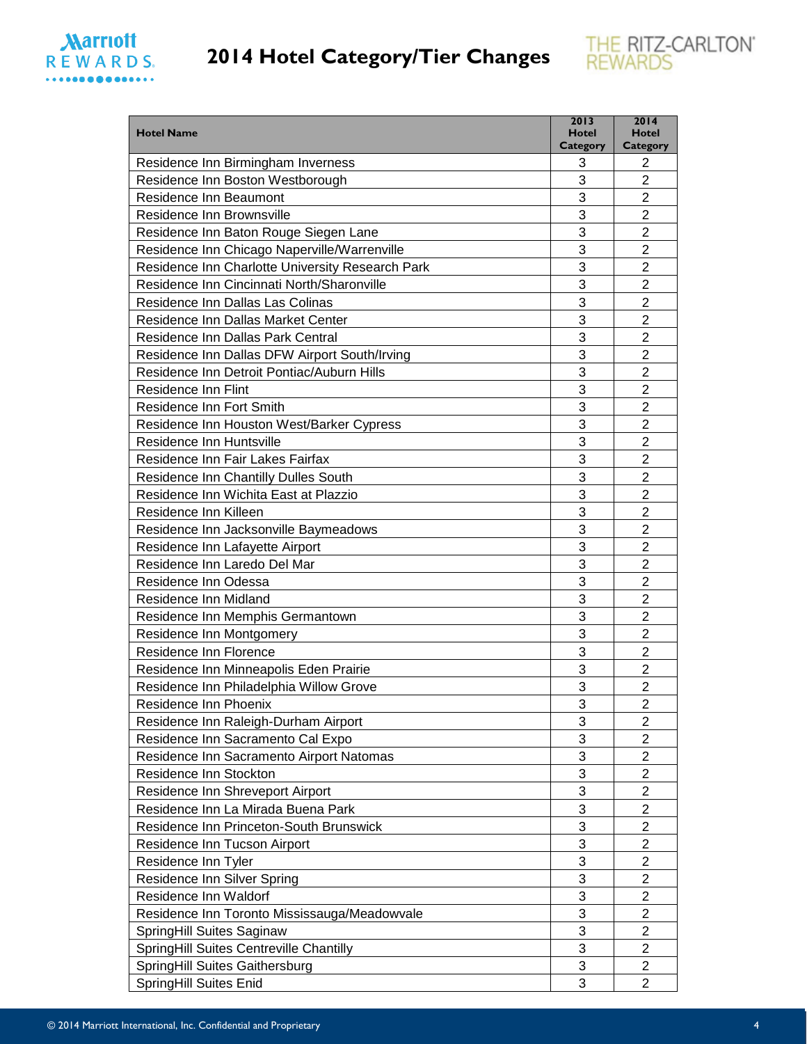# 2014 Hotel Category/Tier Changes

| Hotel Name | 2013 Hotel Category | 2014 Hotel Category |
|---|---|---|
| Residence Inn Birmingham Inverness | 3 | 2 |
| Residence Inn Boston Westborough | 3 | 2 |
| Residence Inn Beaumont | 3 | 2 |
| Residence Inn Brownsville | 3 | 2 |
| Residence Inn Baton Rouge Siegen Lane | 3 | 2 |
| Residence Inn Chicago Naperville/Warrenville | 3 | 2 |
| Residence Inn Charlotte University Research Park | 3 | 2 |
| Residence Inn Cincinnati North/Sharonville | 3 | 2 |
| Residence Inn Dallas Las Colinas | 3 | 2 |
| Residence Inn Dallas Market Center | 3 | 2 |
| Residence Inn Dallas Park Central | 3 | 2 |
| Residence Inn Dallas DFW Airport South/Irving | 3 | 2 |
| Residence Inn Detroit Pontiac/Auburn Hills | 3 | 2 |
| Residence Inn Flint | 3 | 2 |
| Residence Inn Fort Smith | 3 | 2 |
| Residence Inn Houston West/Barker Cypress | 3 | 2 |
| Residence Inn Huntsville | 3 | 2 |
| Residence Inn Fair Lakes Fairfax | 3 | 2 |
| Residence Inn Chantilly Dulles South | 3 | 2 |
| Residence Inn Wichita East at Plazzio | 3 | 2 |
| Residence Inn Killeen | 3 | 2 |
| Residence Inn Jacksonville Baymeadows | 3 | 2 |
| Residence Inn Lafayette Airport | 3 | 2 |
| Residence Inn Laredo Del Mar | 3 | 2 |
| Residence Inn Odessa | 3 | 2 |
| Residence Inn Midland | 3 | 2 |
| Residence Inn Memphis Germantown | 3 | 2 |
| Residence Inn Montgomery | 3 | 2 |
| Residence Inn Florence | 3 | 2 |
| Residence Inn Minneapolis Eden Prairie | 3 | 2 |
| Residence Inn Philadelphia Willow Grove | 3 | 2 |
| Residence Inn Phoenix | 3 | 2 |
| Residence Inn Raleigh-Durham Airport | 3 | 2 |
| Residence Inn Sacramento Cal Expo | 3 | 2 |
| Residence Inn Sacramento Airport Natomas | 3 | 2 |
| Residence Inn Stockton | 3 | 2 |
| Residence Inn Shreveport Airport | 3 | 2 |
| Residence Inn La Mirada Buena Park | 3 | 2 |
| Residence Inn Princeton-South Brunswick | 3 | 2 |
| Residence Inn Tucson Airport | 3 | 2 |
| Residence Inn Tyler | 3 | 2 |
| Residence Inn Silver Spring | 3 | 2 |
| Residence Inn Waldorf | 3 | 2 |
| Residence Inn Toronto Mississauga/Meadowvale | 3 | 2 |
| SpringHill Suites Saginaw | 3 | 2 |
| SpringHill Suites Centreville Chantilly | 3 | 2 |
| SpringHill Suites Gaithersburg | 3 | 2 |
| SpringHill Suites Enid | 3 | 2 |

© 2014 Marriott International, Inc. Confidential and Proprietary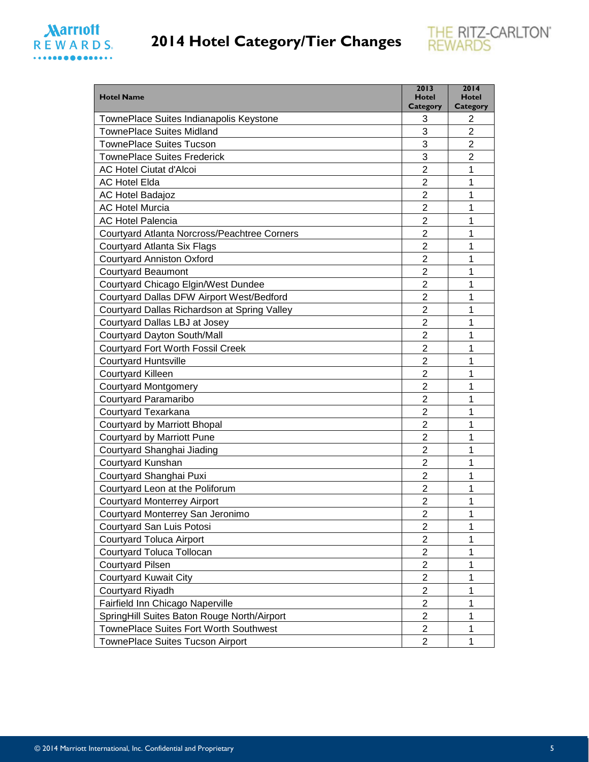# 2014 Hotel Category/Tier Changes

| Hotel Name | 2013 Hotel Category | 2014 Hotel Category |
|---|---|---|
| TownePlace Suites Indianapolis Keystone | 3 | 2 |
| TownePlace Suites Midland | 3 | 2 |
| TownePlace Suites Tucson | 3 | 2 |
| TownePlace Suites Frederick | 3 | 2 |
| AC Hotel Ciutat d'Alcoi | 2 | 1 |
| AC Hotel Elda | 2 | 1 |
| AC Hotel Badajoz | 2 | 1 |
| AC Hotel Murcia | 2 | 1 |
| AC Hotel Palencia | 2 | 1 |
| Courtyard Atlanta Norcross/Peachtree Corners | 2 | 1 |
| Courtyard Atlanta Six Flags | 2 | 1 |
| Courtyard Anniston Oxford | 2 | 1 |
| Courtyard Beaumont | 2 | 1 |
| Courtyard Chicago Elgin/West Dundee | 2 | 1 |
| Courtyard Dallas DFW Airport West/Bedford | 2 | 1 |
| Courtyard Dallas Richardson at Spring Valley | 2 | 1 |
| Courtyard Dallas LBJ at Josey | 2 | 1 |
| Courtyard Dayton South/Mall | 2 | 1 |
| Courtyard Fort Worth Fossil Creek | 2 | 1 |
| Courtyard Huntsville | 2 | 1 |
| Courtyard Killeen | 2 | 1 |
| Courtyard Montgomery | 2 | 1 |
| Courtyard Paramaribo | 2 | 1 |
| Courtyard Texarkana | 2 | 1 |
| Courtyard by Marriott Bhopal | 2 | 1 |
| Courtyard by Marriott Pune | 2 | 1 |
| Courtyard Shanghai Jiading | 2 | 1 |
| Courtyard Kunshan | 2 | 1 |
| Courtyard Shanghai Puxi | 2 | 1 |
| Courtyard Leon at the Poliforum | 2 | 1 |
| Courtyard Monterrey Airport | 2 | 1 |
| Courtyard Monterrey San Jeronimo | 2 | 1 |
| Courtyard San Luis Potosi | 2 | 1 |
| Courtyard Toluca Airport | 2 | 1 |
| Courtyard Toluca Tollocan | 2 | 1 |
| Courtyard Pilsen | 2 | 1 |
| Courtyard Kuwait City | 2 | 1 |
| Courtyard Riyadh | 2 | 1 |
| Fairfield Inn Chicago Naperville | 2 | 1 |
| SpringHill Suites Baton Rouge North/Airport | 2 | 1 |
| TownePlace Suites Fort Worth Southwest | 2 | 1 |
| TownePlace Suites Tucson Airport | 2 | 1 |

© 2014 Marriott International, Inc. Confidential and Proprietary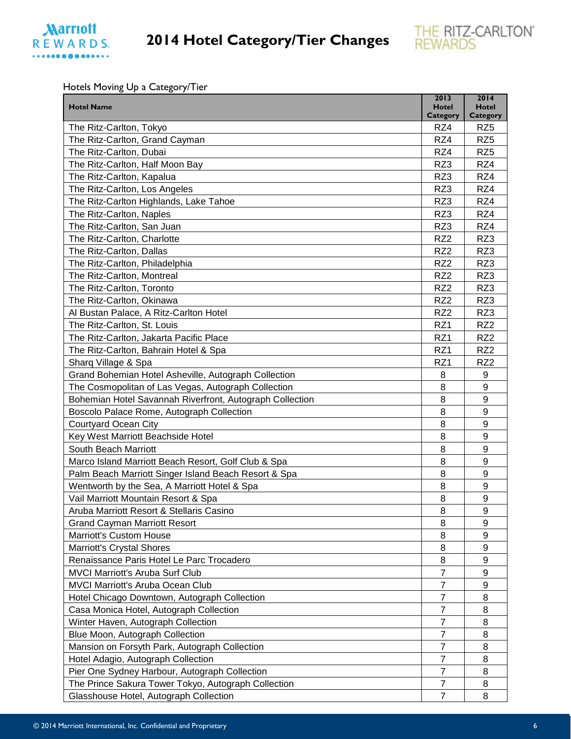# 2014 Hotel Category/Tier Changes

Hotels Moving Up a Category/Tier

| Hotel Name | 2013 Hotel Category | 2014 Hotel Category |
|---|---|---|
| The Ritz-Carlton, Tokyo | RZ4 | RZ5 |
| The Ritz-Carlton, Grand Cayman | RZ4 | RZ5 |
| The Ritz-Carlton, Dubai | RZ4 | RZ5 |
| The Ritz-Carlton, Half Moon Bay | RZ3 | RZ4 |
| The Ritz-Carlton, Kapalua | RZ3 | RZ4 |
| The Ritz-Carlton, Los Angeles | RZ3 | RZ4 |
| The Ritz-Carlton Highlands, Lake Tahoe | RZ3 | RZ4 |
| The Ritz-Carlton, Naples | RZ3 | RZ4 |
| The Ritz-Carlton, San Juan | RZ3 | RZ4 |
| The Ritz-Carlton, Charlotte | RZ2 | RZ3 |
| The Ritz-Carlton, Dallas | RZ2 | RZ3 |
| The Ritz-Carlton, Philadelphia | RZ2 | RZ3 |
| The Ritz-Carlton, Montreal | RZ2 | RZ3 |
| The Ritz-Carlton, Toronto | RZ2 | RZ3 |
| The Ritz-Carlton, Okinawa | RZ2 | RZ3 |
| Al Bustan Palace, A Ritz-Carlton Hotel | RZ2 | RZ3 |
| The Ritz-Carlton, St. Louis | RZ1 | RZ2 |
| The Ritz-Carlton, Jakarta Pacific Place | RZ1 | RZ2 |
| The Ritz-Carlton, Bahrain Hotel & Spa | RZ1 | RZ2 |
| Sharq Village & Spa | RZ1 | RZ2 |
| Grand Bohemian Hotel Asheville, Autograph Collection | 8 | 9 |
| The Cosmopolitan of Las Vegas, Autograph Collection | 8 | 9 |
| Bohemian Hotel Savannah Riverfront, Autograph Collection | 8 | 9 |
| Boscolo Palace Rome, Autograph Collection | 8 | 9 |
| Courtyard Ocean City | 8 | 9 |
| Key West Marriott Beachside Hotel | 8 | 9 |
| South Beach Marriott | 8 | 9 |
| Marco Island Marriott Beach Resort, Golf Club & Spa | 8 | 9 |
| Palm Beach Marriott Singer Island Beach Resort & Spa | 8 | 9 |
| Wentworth by the Sea, A Marriott Hotel & Spa | 8 | 9 |
| Vail Marriott Mountain Resort & Spa | 8 | 9 |
| Aruba Marriott Resort & Stellaris Casino | 8 | 9 |
| Grand Cayman Marriott Resort | 8 | 9 |
| Marriott's Custom House | 8 | 9 |
| Marriott's Crystal Shores | 8 | 9 |
| Renaissance Paris Hotel Le Parc Trocadero | 8 | 9 |
| MVCI Marriott's Aruba Surf Club | 7 | 9 |
| MVCI Marriott's Aruba Ocean Club | 7 | 9 |
| Hotel Chicago Downtown, Autograph Collection | 7 | 8 |
| Casa Monica Hotel, Autograph Collection | 7 | 8 |
| Winter Haven, Autograph Collection | 7 | 8 |
| Blue Moon, Autograph Collection | 7 | 8 |
| Mansion on Forsyth Park, Autograph Collection | 7 | 8 |
| Hotel Adagio, Autograph Collection | 7 | 8 |
| Pier One Sydney Harbour, Autograph Collection | 7 | 8 |
| The Prince Sakura Tower Tokyo, Autograph Collection | 7 | 8 |
| Glasshouse Hotel, Autograph Collection | 7 | 8 |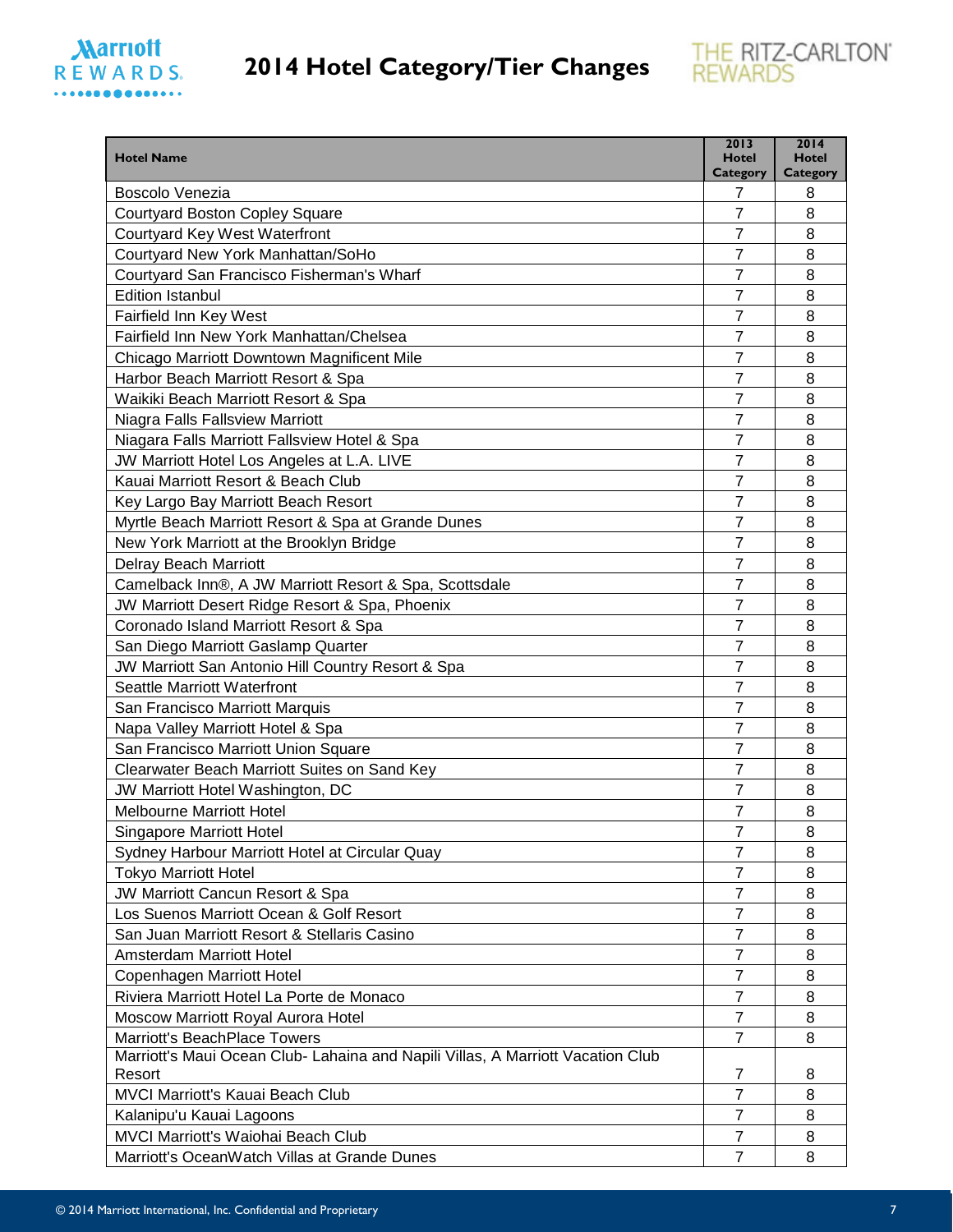# 2014 Hotel Category/Tier Changes

| Hotel Name | 2013 Hotel Category | 2014 Hotel Category |
|---|---|---|
| Boscolo Venezia | 7 | 8 |
| Courtyard Boston Copley Square | 7 | 8 |
| Courtyard Key West Waterfront | 7 | 8 |
| Courtyard New York Manhattan/SoHo | 7 | 8 |
| Courtyard San Francisco Fisherman's Wharf | 7 | 8 |
| Edition Istanbul | 7 | 8 |
| Fairfield Inn Key West | 7 | 8 |
| Fairfield Inn New York Manhattan/Chelsea | 7 | 8 |
| Chicago Marriott Downtown Magnificent Mile | 7 | 8 |
| Harbor Beach Marriott Resort & Spa | 7 | 8 |
| Waikiki Beach Marriott Resort & Spa | 7 | 8 |
| Niagra Falls Fallsview Marriott | 7 | 8 |
| Niagara Falls Marriott Fallsview Hotel & Spa | 7 | 8 |
| JW Marriott Hotel Los Angeles at L.A. LIVE | 7 | 8 |
| Kauai Marriott Resort & Beach Club | 7 | 8 |
| Key Largo Bay Marriott Beach Resort | 7 | 8 |
| Myrtle Beach Marriott Resort & Spa at Grande Dunes | 7 | 8 |
| New York Marriott at the Brooklyn Bridge | 7 | 8 |
| Delray Beach Marriott | 7 | 8 |
| Camelback Inn®, A JW Marriott Resort & Spa, Scottsdale | 7 | 8 |
| JW Marriott Desert Ridge Resort & Spa, Phoenix | 7 | 8 |
| Coronado Island Marriott Resort & Spa | 7 | 8 |
| San Diego Marriott Gaslamp Quarter | 7 | 8 |
| JW Marriott San Antonio Hill Country Resort & Spa | 7 | 8 |
| Seattle Marriott Waterfront | 7 | 8 |
| San Francisco Marriott Marquis | 7 | 8 |
| Napa Valley Marriott Hotel & Spa | 7 | 8 |
| San Francisco Marriott Union Square | 7 | 8 |
| Clearwater Beach Marriott Suites on Sand Key | 7 | 8 |
| JW Marriott Hotel Washington, DC | 7 | 8 |
| Melbourne Marriott Hotel | 7 | 8 |
| Singapore Marriott Hotel | 7 | 8 |
| Sydney Harbour Marriott Hotel at Circular Quay | 7 | 8 |
| Tokyo Marriott Hotel | 7 | 8 |
| JW Marriott Cancun Resort & Spa | 7 | 8 |
| Los Suenos Marriott Ocean & Golf Resort | 7 | 8 |
| San Juan Marriott Resort & Stellaris Casino | 7 | 8 |
| Amsterdam Marriott Hotel | 7 | 8 |
| Copenhagen Marriott Hotel | 7 | 8 |
| Riviera Marriott Hotel La Porte de Monaco | 7 | 8 |
| Moscow Marriott Royal Aurora Hotel | 7 | 8 |
| Marriott's BeachPlace Towers | 7 | 8 |
| Marriott's Maui Ocean Club- Lahaina and Napili Villas, A Marriott Vacation Club Resort | 7 | 8 |
| MVCI Marriott's Kauai Beach Club | 7 | 8 |
| Kalanipu'u Kauai Lagoons | 7 | 8 |
| MVCI Marriott's Waiohai Beach Club | 7 | 8 |
| Marriott's OceanWatch Villas at Grande Dunes | 7 | 8 |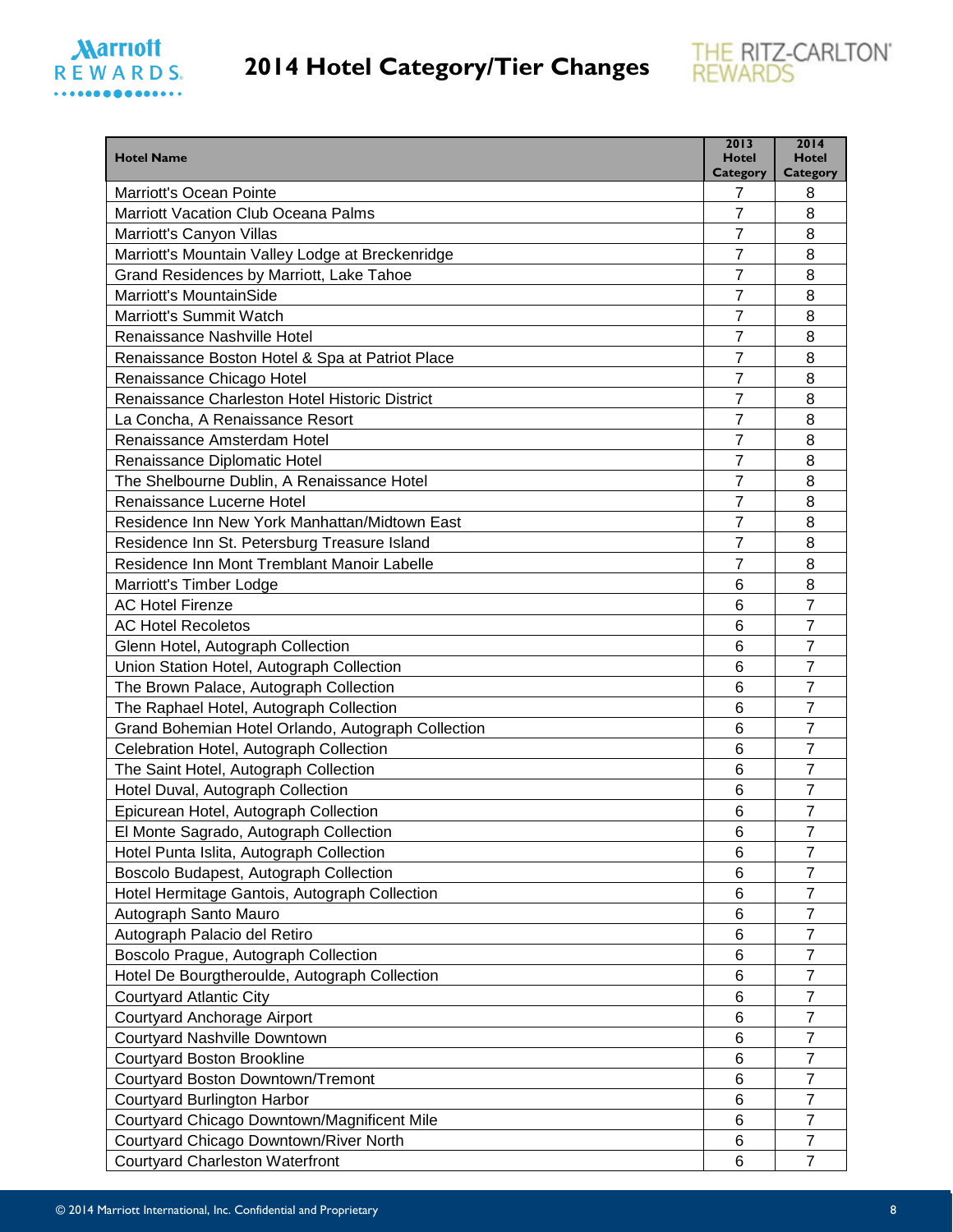# 2014 Hotel Category/Tier Changes

| Hotel Name | 2013 Hotel Category | 2014 Hotel Category |
|---|---|---|
| Marriott's Ocean Pointe | 7 | 8 |
| Marriott Vacation Club Oceana Palms | 7 | 8 |
| Marriott's Canyon Villas | 7 | 8 |
| Marriott's Mountain Valley Lodge at Breckenridge | 7 | 8 |
| Grand Residences by Marriott, Lake Tahoe | 7 | 8 |
| Marriott's MountainSide | 7 | 8 |
| Marriott's Summit Watch | 7 | 8 |
| Renaissance Nashville Hotel | 7 | 8 |
| Renaissance Boston Hotel & Spa at Patriot Place | 7 | 8 |
| Renaissance Chicago Hotel | 7 | 8 |
| Renaissance Charleston Hotel Historic District | 7 | 8 |
| La Concha, A Renaissance Resort | 7 | 8 |
| Renaissance Amsterdam Hotel | 7 | 8 |
| Renaissance Diplomatic Hotel | 7 | 8 |
| The Shelbourne Dublin, A Renaissance Hotel | 7 | 8 |
| Renaissance Lucerne Hotel | 7 | 8 |
| Residence Inn New York Manhattan/Midtown East | 7 | 8 |
| Residence Inn St. Petersburg Treasure Island | 7 | 8 |
| Residence Inn Mont Tremblant Manoir Labelle | 7 | 8 |
| Marriott's Timber Lodge | 6 | 8 |
| AC Hotel Firenze | 6 | 7 |
| AC Hotel Recoletos | 6 | 7 |
| Glenn Hotel, Autograph Collection | 6 | 7 |
| Union Station Hotel, Autograph Collection | 6 | 7 |
| The Brown Palace, Autograph Collection | 6 | 7 |
| The Raphael Hotel, Autograph Collection | 6 | 7 |
| Grand Bohemian Hotel Orlando, Autograph Collection | 6 | 7 |
| Celebration Hotel, Autograph Collection | 6 | 7 |
| The Saint Hotel, Autograph Collection | 6 | 7 |
| Hotel Duval, Autograph Collection | 6 | 7 |
| Epicurean Hotel, Autograph Collection | 6 | 7 |
| El Monte Sagrado, Autograph Collection | 6 | 7 |
| Hotel Punta Islita, Autograph Collection | 6 | 7 |
| Boscolo Budapest, Autograph Collection | 6 | 7 |
| Hotel Hermitage Gantois, Autograph Collection | 6 | 7 |
| Autograph Santo Mauro | 6 | 7 |
| Autograph Palacio del Retiro | 6 | 7 |
| Boscolo Prague, Autograph Collection | 6 | 7 |
| Hotel De Bourgtheroulde, Autograph Collection | 6 | 7 |
| Courtyard Atlantic City | 6 | 7 |
| Courtyard Anchorage Airport | 6 | 7 |
| Courtyard Nashville Downtown | 6 | 7 |
| Courtyard Boston Brookline | 6 | 7 |
| Courtyard Boston Downtown/Tremont | 6 | 7 |
| Courtyard Burlington Harbor | 6 | 7 |
| Courtyard Chicago Downtown/Magnificent Mile | 6 | 7 |
| Courtyard Chicago Downtown/River North | 6 | 7 |
| Courtyard Charleston Waterfront | 6 | 7 |

© 2014 Marriott International, Inc. Confidential and Proprietary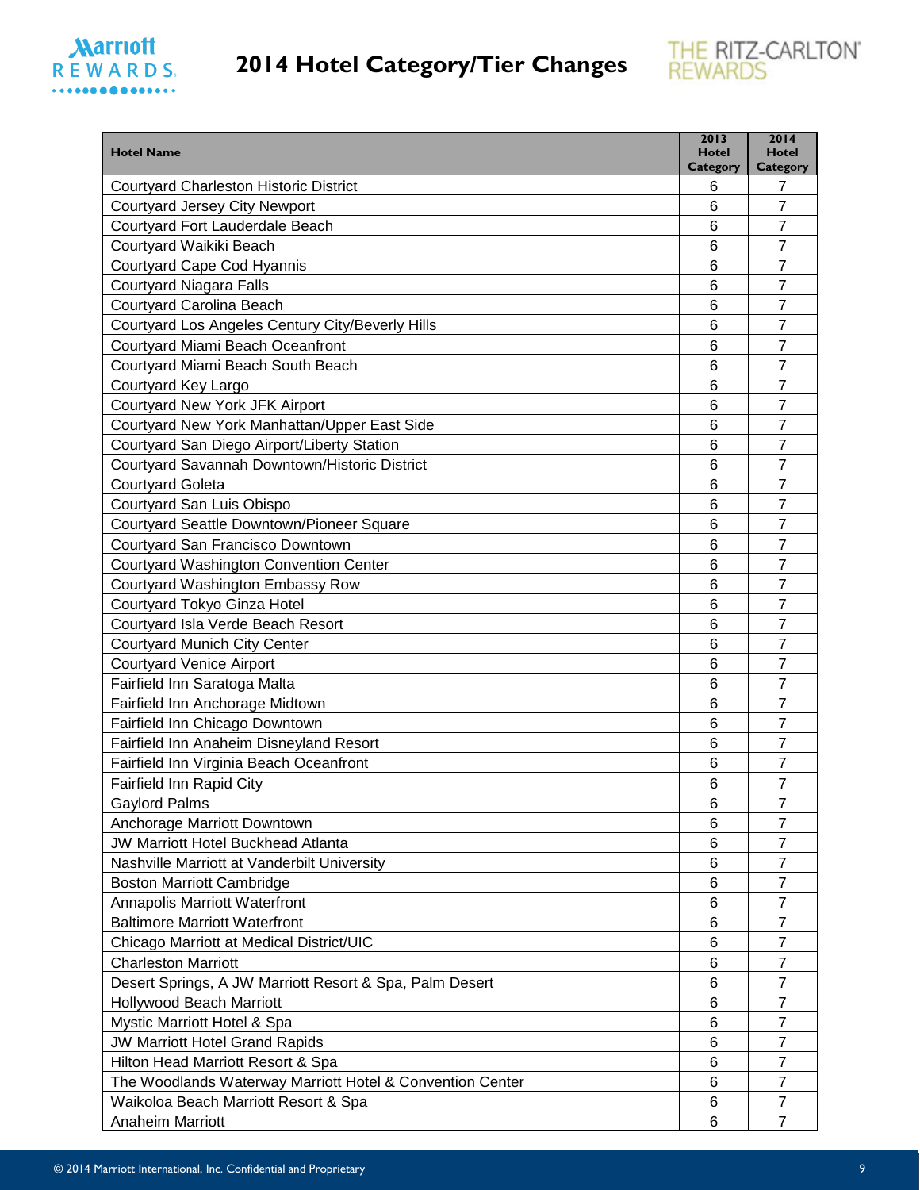# 2014 Hotel Category/Tier Changes

| Hotel Name | 2013 Hotel Category | 2014 Hotel Category |
|---|---|---|
| Courtyard Charleston Historic District | 6 | 7 |
| Courtyard Jersey City Newport | 6 | 7 |
| Courtyard Fort Lauderdale Beach | 6 | 7 |
| Courtyard Waikiki Beach | 6 | 7 |
| Courtyard Cape Cod Hyannis | 6 | 7 |
| Courtyard Niagara Falls | 6 | 7 |
| Courtyard Carolina Beach | 6 | 7 |
| Courtyard Los Angeles Century City/Beverly Hills | 6 | 7 |
| Courtyard Miami Beach Oceanfront | 6 | 7 |
| Courtyard Miami Beach South Beach | 6 | 7 |
| Courtyard Key Largo | 6 | 7 |
| Courtyard New York JFK Airport | 6 | 7 |
| Courtyard New York Manhattan/Upper East Side | 6 | 7 |
| Courtyard San Diego Airport/Liberty Station | 6 | 7 |
| Courtyard Savannah Downtown/Historic District | 6 | 7 |
| Courtyard Goleta | 6 | 7 |
| Courtyard San Luis Obispo | 6 | 7 |
| Courtyard Seattle Downtown/Pioneer Square | 6 | 7 |
| Courtyard San Francisco Downtown | 6 | 7 |
| Courtyard Washington Convention Center | 6 | 7 |
| Courtyard Washington Embassy Row | 6 | 7 |
| Courtyard Tokyo Ginza Hotel | 6 | 7 |
| Courtyard Isla Verde Beach Resort | 6 | 7 |
| Courtyard Munich City Center | 6 | 7 |
| Courtyard Venice Airport | 6 | 7 |
| Fairfield Inn Saratoga Malta | 6 | 7 |
| Fairfield Inn Anchorage Midtown | 6 | 7 |
| Fairfield Inn Chicago Downtown | 6 | 7 |
| Fairfield Inn Anaheim Disneyland Resort | 6 | 7 |
| Fairfield Inn Virginia Beach Oceanfront | 6 | 7 |
| Fairfield Inn Rapid City | 6 | 7 |
| Gaylord Palms | 6 | 7 |
| Anchorage Marriott Downtown | 6 | 7 |
| JW Marriott Hotel Buckhead Atlanta | 6 | 7 |
| Nashville Marriott at Vanderbilt University | 6 | 7 |
| Boston Marriott Cambridge | 6 | 7 |
| Annapolis Marriott Waterfront | 6 | 7 |
| Baltimore Marriott Waterfront | 6 | 7 |
| Chicago Marriott at Medical District/UIC | 6 | 7 |
| Charleston Marriott | 6 | 7 |
| Desert Springs, A JW Marriott Resort & Spa, Palm Desert | 6 | 7 |
| Hollywood Beach Marriott | 6 | 7 |
| Mystic Marriott Hotel & Spa | 6 | 7 |
| JW Marriott Hotel Grand Rapids | 6 | 7 |
| Hilton Head Marriott Resort & Spa | 6 | 7 |
| The Woodlands Waterway Marriott Hotel & Convention Center | 6 | 7 |
| Waikoloa Beach Marriott Resort & Spa | 6 | 7 |
| Anaheim Marriott | 6 | 7 |

© 2014 Marriott International, Inc. Confidential and Proprietary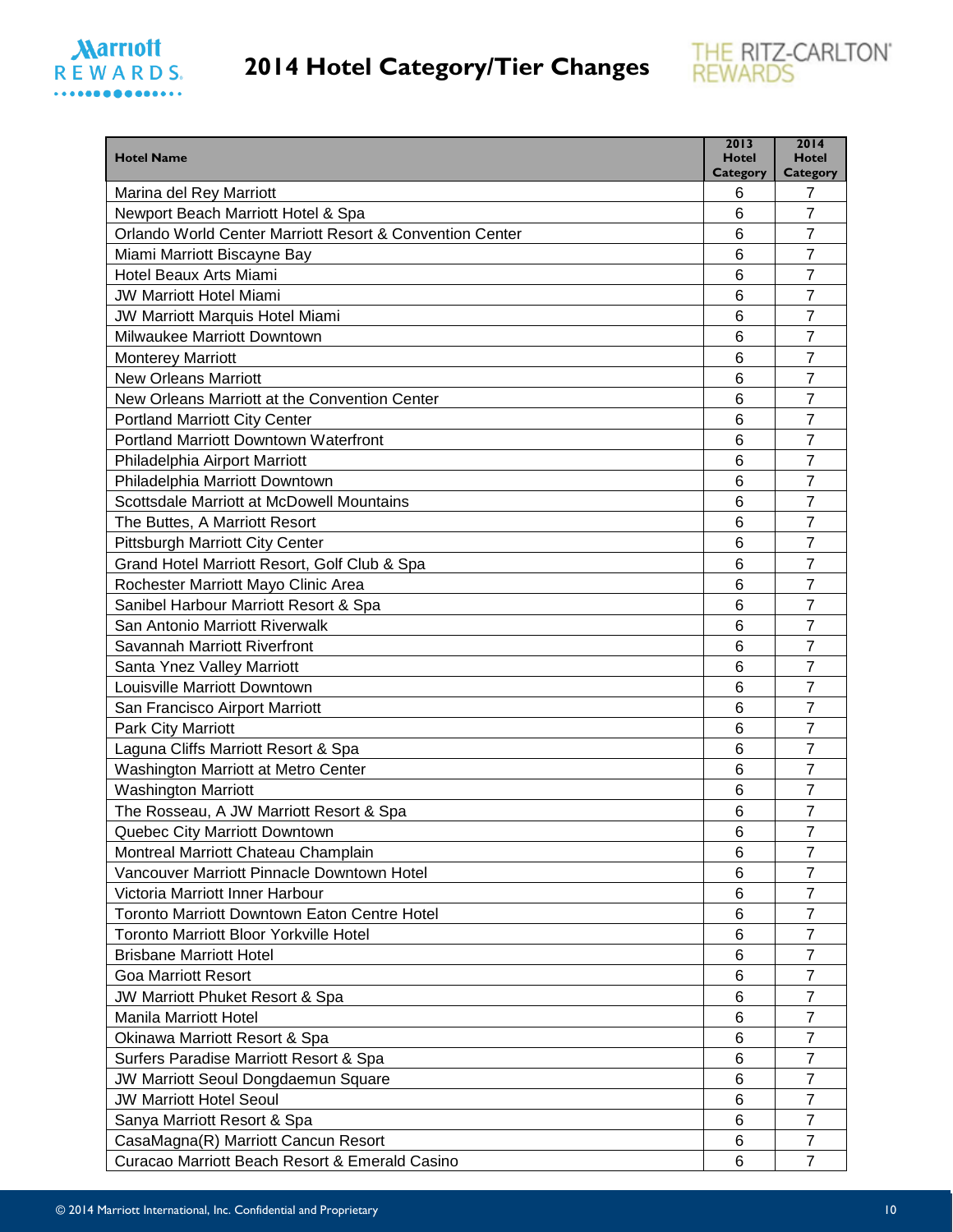# 2014 Hotel Category/Tier Changes

| Hotel Name | 2013 Hotel Category | 2014 Hotel Category |
|---|---|---|
| Marina del Rey Marriott | 6 | 7 |
| Newport Beach Marriott Hotel & Spa | 6 | 7 |
| Orlando World Center Marriott Resort & Convention Center | 6 | 7 |
| Miami Marriott Biscayne Bay | 6 | 7 |
| Hotel Beaux Arts Miami | 6 | 7 |
| JW Marriott Hotel Miami | 6 | 7 |
| JW Marriott Marquis Hotel Miami | 6 | 7 |
| Milwaukee Marriott Downtown | 6 | 7 |
| Monterey Marriott | 6 | 7 |
| New Orleans Marriott | 6 | 7 |
| New Orleans Marriott at the Convention Center | 6 | 7 |
| Portland Marriott City Center | 6 | 7 |
| Portland Marriott Downtown Waterfront | 6 | 7 |
| Philadelphia Airport Marriott | 6 | 7 |
| Philadelphia Marriott Downtown | 6 | 7 |
| Scottsdale Marriott at McDowell Mountains | 6 | 7 |
| The Buttes, A Marriott Resort | 6 | 7 |
| Pittsburgh Marriott City Center | 6 | 7 |
| Grand Hotel Marriott Resort, Golf Club & Spa | 6 | 7 |
| Rochester Marriott Mayo Clinic Area | 6 | 7 |
| Sanibel Harbour Marriott Resort & Spa | 6 | 7 |
| San Antonio Marriott Riverwalk | 6 | 7 |
| Savannah Marriott Riverfront | 6 | 7 |
| Santa Ynez Valley Marriott | 6 | 7 |
| Louisville Marriott Downtown | 6 | 7 |
| San Francisco Airport Marriott | 6 | 7 |
| Park City Marriott | 6 | 7 |
| Laguna Cliffs Marriott Resort & Spa | 6 | 7 |
| Washington Marriott at Metro Center | 6 | 7 |
| Washington Marriott | 6 | 7 |
| The Rosseau, A JW Marriott Resort & Spa | 6 | 7 |
| Quebec City Marriott Downtown | 6 | 7 |
| Montreal Marriott Chateau Champlain | 6 | 7 |
| Vancouver Marriott Pinnacle Downtown Hotel | 6 | 7 |
| Victoria Marriott Inner Harbour | 6 | 7 |
| Toronto Marriott Downtown Eaton Centre Hotel | 6 | 7 |
| Toronto Marriott Bloor Yorkville Hotel | 6 | 7 |
| Brisbane Marriott Hotel | 6 | 7 |
| Goa Marriott Resort | 6 | 7 |
| JW Marriott Phuket Resort & Spa | 6 | 7 |
| Manila Marriott Hotel | 6 | 7 |
| Okinawa Marriott Resort & Spa | 6 | 7 |
| Surfers Paradise Marriott Resort & Spa | 6 | 7 |
| JW Marriott Seoul Dongdaemun Square | 6 | 7 |
| JW Marriott Hotel Seoul | 6 | 7 |
| Sanya Marriott Resort & Spa | 6 | 7 |
| CasaMagna(R) Marriott Cancun Resort | 6 | 7 |
| Curacao Marriott Beach Resort & Emerald Casino | 6 | 7 |

© 2014 Marriott International, Inc. Confidential and Proprietary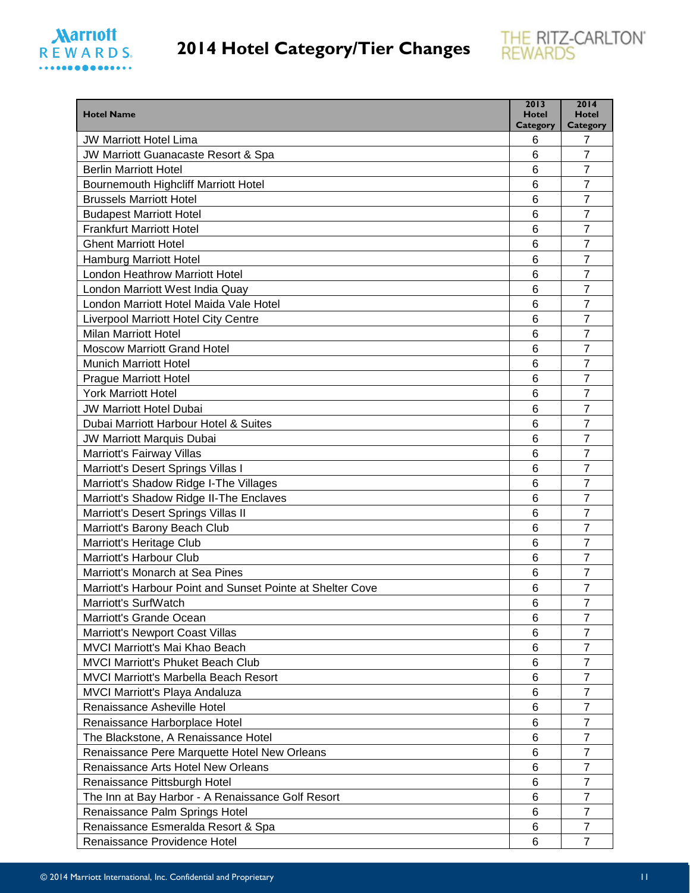# 2014 Hotel Category/Tier Changes

| Hotel Name | 2013 Hotel Category | 2014 Hotel Category |
|---|---|---|
| JW Marriott Hotel Lima | 6 | 7 |
| JW Marriott Guanacaste Resort & Spa | 6 | 7 |
| Berlin Marriott Hotel | 6 | 7 |
| Bournemouth Highcliff Marriott Hotel | 6 | 7 |
| Brussels Marriott Hotel | 6 | 7 |
| Budapest Marriott Hotel | 6 | 7 |
| Frankfurt Marriott Hotel | 6 | 7 |
| Ghent Marriott Hotel | 6 | 7 |
| Hamburg Marriott Hotel | 6 | 7 |
| London Heathrow Marriott Hotel | 6 | 7 |
| London Marriott West India Quay | 6 | 7 |
| London Marriott Hotel Maida Vale Hotel | 6 | 7 |
| Liverpool Marriott Hotel City Centre | 6 | 7 |
| Milan Marriott Hotel | 6 | 7 |
| Moscow Marriott Grand Hotel | 6 | 7 |
| Munich Marriott Hotel | 6 | 7 |
| Prague Marriott Hotel | 6 | 7 |
| York Marriott Hotel | 6 | 7 |
| JW Marriott Hotel Dubai | 6 | 7 |
| Dubai Marriott Harbour Hotel & Suites | 6 | 7 |
| JW Marriott Marquis Dubai | 6 | 7 |
| Marriott's Fairway Villas | 6 | 7 |
| Marriott's Desert Springs Villas I | 6 | 7 |
| Marriott's Shadow Ridge I-The Villages | 6 | 7 |
| Marriott's Shadow Ridge II-The Enclaves | 6 | 7 |
| Marriott's Desert Springs Villas II | 6 | 7 |
| Marriott's Barony Beach Club | 6 | 7 |
| Marriott's Heritage Club | 6 | 7 |
| Marriott's Harbour Club | 6 | 7 |
| Marriott's Monarch at Sea Pines | 6 | 7 |
| Marriott's Harbour Point and Sunset Pointe at Shelter Cove | 6 | 7 |
| Marriott's SurfWatch | 6 | 7 |
| Marriott's Grande Ocean | 6 | 7 |
| Marriott's Newport Coast Villas | 6 | 7 |
| MVCI Marriott's Mai Khao Beach | 6 | 7 |
| MVCI Marriott's Phuket Beach Club | 6 | 7 |
| MVCI Marriott's Marbella Beach Resort | 6 | 7 |
| MVCI Marriott's Playa Andaluza | 6 | 7 |
| Renaissance Asheville Hotel | 6 | 7 |
| Renaissance Harborplace Hotel | 6 | 7 |
| The Blackstone, A Renaissance Hotel | 6 | 7 |
| Renaissance Pere Marquette Hotel New Orleans | 6 | 7 |
| Renaissance Arts Hotel New Orleans | 6 | 7 |
| Renaissance Pittsburgh Hotel | 6 | 7 |
| The Inn at Bay Harbor - A Renaissance Golf Resort | 6 | 7 |
| Renaissance Palm Springs Hotel | 6 | 7 |
| Renaissance Esmeralda Resort & Spa | 6 | 7 |
| Renaissance Providence Hotel | 6 | 7 |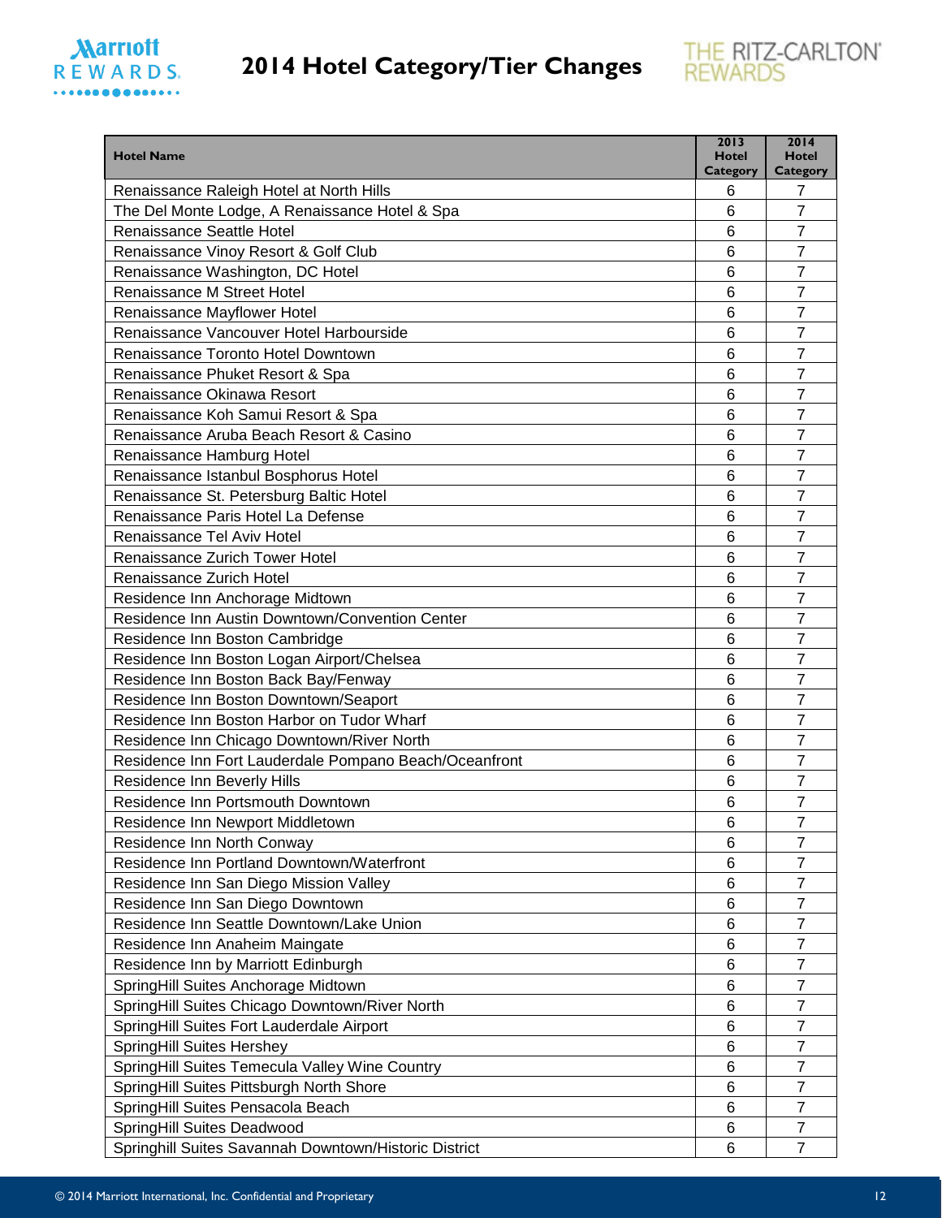# 2014 Hotel Category/Tier Changes

| Hotel Name | 2013 Hotel Category | 2014 Hotel Category |
|---|---|---|
| Renaissance Raleigh Hotel at North Hills | 6 | 7 |
| The Del Monte Lodge, A Renaissance Hotel & Spa | 6 | 7 |
| Renaissance Seattle Hotel | 6 | 7 |
| Renaissance Vinoy Resort & Golf Club | 6 | 7 |
| Renaissance Washington, DC Hotel | 6 | 7 |
| Renaissance M Street Hotel | 6 | 7 |
| Renaissance Mayflower Hotel | 6 | 7 |
| Renaissance Vancouver Hotel Harbourside | 6 | 7 |
| Renaissance Toronto Hotel Downtown | 6 | 7 |
| Renaissance Phuket Resort & Spa | 6 | 7 |
| Renaissance Okinawa Resort | 6 | 7 |
| Renaissance Koh Samui Resort & Spa | 6 | 7 |
| Renaissance Aruba Beach Resort & Casino | 6 | 7 |
| Renaissance Hamburg Hotel | 6 | 7 |
| Renaissance Istanbul Bosphorus Hotel | 6 | 7 |
| Renaissance St. Petersburg Baltic Hotel | 6 | 7 |
| Renaissance Paris Hotel La Defense | 6 | 7 |
| Renaissance Tel Aviv Hotel | 6 | 7 |
| Renaissance Zurich Tower Hotel | 6 | 7 |
| Renaissance Zurich Hotel | 6 | 7 |
| Residence Inn Anchorage Midtown | 6 | 7 |
| Residence Inn Austin Downtown/Convention Center | 6 | 7 |
| Residence Inn Boston Cambridge | 6 | 7 |
| Residence Inn Boston Logan Airport/Chelsea | 6 | 7 |
| Residence Inn Boston Back Bay/Fenway | 6 | 7 |
| Residence Inn Boston Downtown/Seaport | 6 | 7 |
| Residence Inn Boston Harbor on Tudor Wharf | 6 | 7 |
| Residence Inn Chicago Downtown/River North | 6 | 7 |
| Residence Inn Fort Lauderdale Pompano Beach/Oceanfront | 6 | 7 |
| Residence Inn Beverly Hills | 6 | 7 |
| Residence Inn Portsmouth Downtown | 6 | 7 |
| Residence Inn Newport Middletown | 6 | 7 |
| Residence Inn North Conway | 6 | 7 |
| Residence Inn Portland Downtown/Waterfront | 6 | 7 |
| Residence Inn San Diego Mission Valley | 6 | 7 |
| Residence Inn San Diego Downtown | 6 | 7 |
| Residence Inn Seattle Downtown/Lake Union | 6 | 7 |
| Residence Inn Anaheim Maingate | 6 | 7 |
| Residence Inn by Marriott Edinburgh | 6 | 7 |
| SpringHill Suites Anchorage Midtown | 6 | 7 |
| SpringHill Suites Chicago Downtown/River North | 6 | 7 |
| SpringHill Suites Fort Lauderdale Airport | 6 | 7 |
| SpringHill Suites Hershey | 6 | 7 |
| SpringHill Suites Temecula Valley Wine Country | 6 | 7 |
| SpringHill Suites Pittsburgh North Shore | 6 | 7 |
| SpringHill Suites Pensacola Beach | 6 | 7 |
| SpringHill Suites Deadwood | 6 | 7 |
| Springhill Suites Savannah Downtown/Historic District | 6 | 7 |

© 2014 Marriott International, Inc. Confidential and Proprietary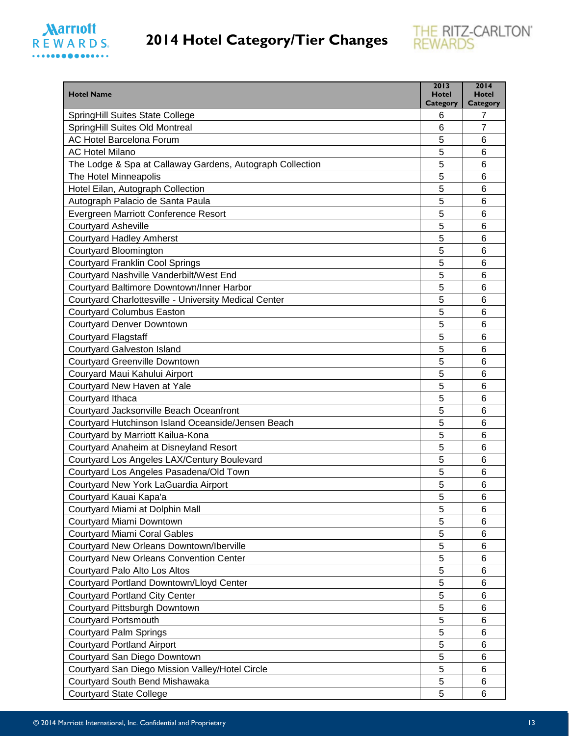# 2014 Hotel Category/Tier Changes

| Hotel Name | 2013 Hotel Category | 2014 Hotel Category |
|---|---|---|
| SpringHill Suites State College | 6 | 7 |
| SpringHill Suites Old Montreal | 6 | 7 |
| AC Hotel Barcelona Forum | 5 | 6 |
| AC Hotel Milano | 5 | 6 |
| The Lodge & Spa at Callaway Gardens, Autograph Collection | 5 | 6 |
| The Hotel Minneapolis | 5 | 6 |
| Hotel Eilan, Autograph Collection | 5 | 6 |
| Autograph Palacio de Santa Paula | 5 | 6 |
| Evergreen Marriott Conference Resort | 5 | 6 |
| Courtyard Asheville | 5 | 6 |
| Courtyard Hadley Amherst | 5 | 6 |
| Courtyard Bloomington | 5 | 6 |
| Courtyard Franklin Cool Springs | 5 | 6 |
| Courtyard Nashville Vanderbilt/West End | 5 | 6 |
| Courtyard Baltimore Downtown/Inner Harbor | 5 | 6 |
| Courtyard Charlottesville - University Medical Center | 5 | 6 |
| Courtyard Columbus Easton | 5 | 6 |
| Courtyard Denver Downtown | 5 | 6 |
| Courtyard Flagstaff | 5 | 6 |
| Courtyard Galveston Island | 5 | 6 |
| Courtyard Greenville Downtown | 5 | 6 |
| Couryard Maui Kahului Airport | 5 | 6 |
| Courtyard New Haven at Yale | 5 | 6 |
| Courtyard Ithaca | 5 | 6 |
| Courtyard Jacksonville Beach Oceanfront | 5 | 6 |
| Courtyard Hutchinson Island Oceanside/Jensen Beach | 5 | 6 |
| Courtyard by Marriott Kailua-Kona | 5 | 6 |
| Courtyard Anaheim at Disneyland Resort | 5 | 6 |
| Courtyard Los Angeles LAX/Century Boulevard | 5 | 6 |
| Courtyard Los Angeles Pasadena/Old Town | 5 | 6 |
| Courtyard New York LaGuardia Airport | 5 | 6 |
| Courtyard Kauai Kapa'a | 5 | 6 |
| Courtyard Miami at Dolphin Mall | 5 | 6 |
| Courtyard Miami Downtown | 5 | 6 |
| Courtyard Miami Coral Gables | 5 | 6 |
| Courtyard New Orleans Downtown/Iberville | 5 | 6 |
| Courtyard New Orleans Convention Center | 5 | 6 |
| Courtyard Palo Alto Los Altos | 5 | 6 |
| Courtyard Portland Downtown/Lloyd Center | 5 | 6 |
| Courtyard Portland City Center | 5 | 6 |
| Courtyard Pittsburgh Downtown | 5 | 6 |
| Courtyard Portsmouth | 5 | 6 |
| Courtyard Palm Springs | 5 | 6 |
| Courtyard Portland Airport | 5 | 6 |
| Courtyard San Diego Downtown | 5 | 6 |
| Courtyard San Diego Mission Valley/Hotel Circle | 5 | 6 |
| Courtyard South Bend Mishawaka | 5 | 6 |
| Courtyard State College | 5 | 6 |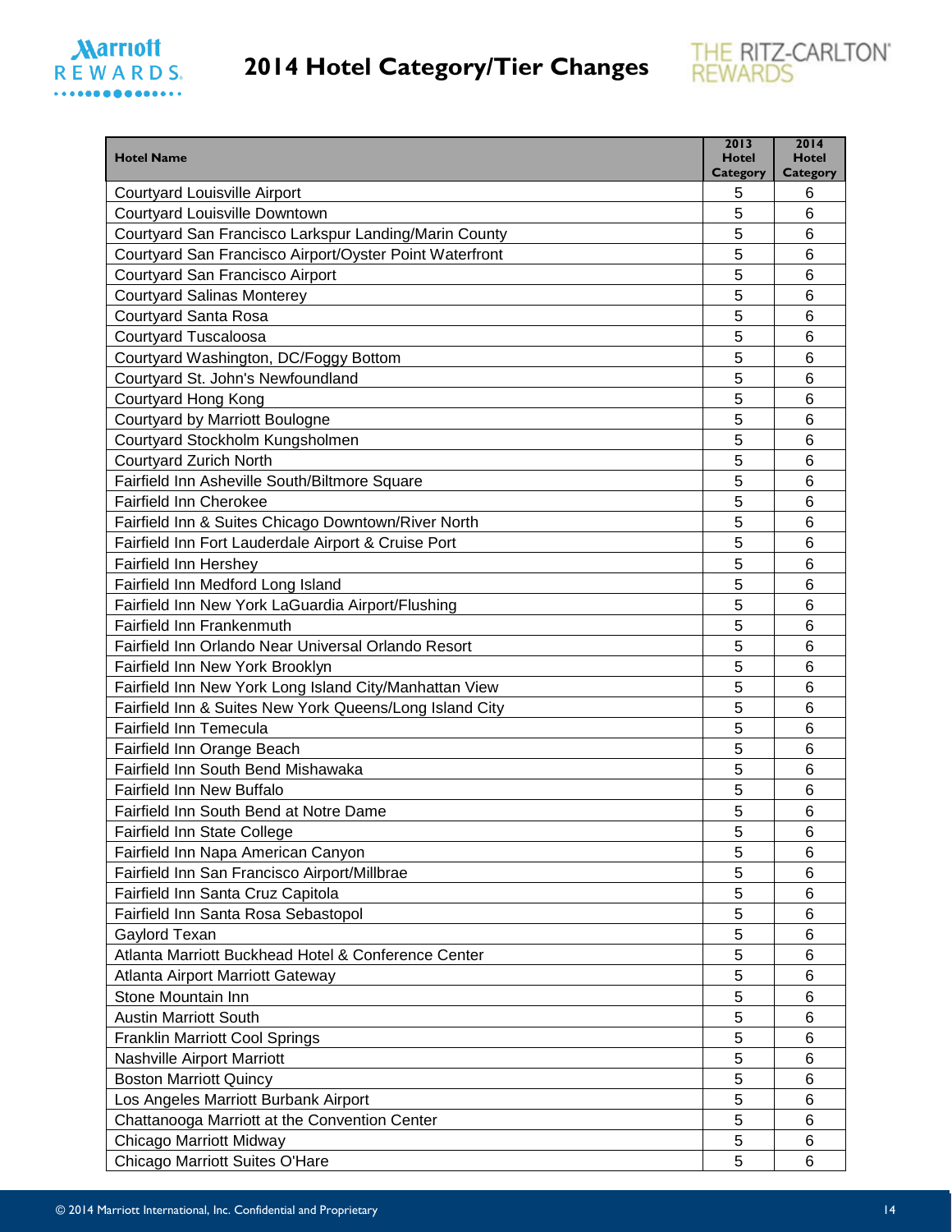# 2014 Hotel Category/Tier Changes

| Hotel Name | 2013 Hotel Category | 2014 Hotel Category |
|---|---|---|
| Courtyard Louisville Airport | 5 | 6 |
| Courtyard Louisville Downtown | 5 | 6 |
| Courtyard San Francisco Larkspur Landing/Marin County | 5 | 6 |
| Courtyard San Francisco Airport/Oyster Point Waterfront | 5 | 6 |
| Courtyard San Francisco Airport | 5 | 6 |
| Courtyard Salinas Monterey | 5 | 6 |
| Courtyard Santa Rosa | 5 | 6 |
| Courtyard Tuscaloosa | 5 | 6 |
| Courtyard Washington, DC/Foggy Bottom | 5 | 6 |
| Courtyard St. John's Newfoundland | 5 | 6 |
| Courtyard Hong Kong | 5 | 6 |
| Courtyard by Marriott Boulogne | 5 | 6 |
| Courtyard Stockholm Kungsholmen | 5 | 6 |
| Courtyard Zurich North | 5 | 6 |
| Fairfield Inn Asheville South/Biltmore Square | 5 | 6 |
| Fairfield Inn Cherokee | 5 | 6 |
| Fairfield Inn & Suites Chicago Downtown/River North | 5 | 6 |
| Fairfield Inn Fort Lauderdale Airport & Cruise Port | 5 | 6 |
| Fairfield Inn Hershey | 5 | 6 |
| Fairfield Inn Medford Long Island | 5 | 6 |
| Fairfield Inn New York LaGuardia Airport/Flushing | 5 | 6 |
| Fairfield Inn Frankenmuth | 5 | 6 |
| Fairfield Inn Orlando Near Universal Orlando Resort | 5 | 6 |
| Fairfield Inn New York Brooklyn | 5 | 6 |
| Fairfield Inn New York Long Island City/Manhattan View | 5 | 6 |
| Fairfield Inn & Suites New York Queens/Long Island City | 5 | 6 |
| Fairfield Inn Temecula | 5 | 6 |
| Fairfield Inn Orange Beach | 5 | 6 |
| Fairfield Inn South Bend Mishawaka | 5 | 6 |
| Fairfield Inn New Buffalo | 5 | 6 |
| Fairfield Inn South Bend at Notre Dame | 5 | 6 |
| Fairfield Inn State College | 5 | 6 |
| Fairfield Inn Napa American Canyon | 5 | 6 |
| Fairfield Inn San Francisco Airport/Millbrae | 5 | 6 |
| Fairfield Inn Santa Cruz Capitola | 5 | 6 |
| Fairfield Inn Santa Rosa Sebastopol | 5 | 6 |
| Gaylord Texan | 5 | 6 |
| Atlanta Marriott Buckhead Hotel & Conference Center | 5 | 6 |
| Atlanta Airport Marriott Gateway | 5 | 6 |
| Stone Mountain Inn | 5 | 6 |
| Austin Marriott South | 5 | 6 |
| Franklin Marriott Cool Springs | 5 | 6 |
| Nashville Airport Marriott | 5 | 6 |
| Boston Marriott Quincy | 5 | 6 |
| Los Angeles Marriott Burbank Airport | 5 | 6 |
| Chattanooga Marriott at the Convention Center | 5 | 6 |
| Chicago Marriott Midway | 5 | 6 |
| Chicago Marriott Suites O'Hare | 5 | 6 |

© 2014 Marriott International, Inc. Confidential and Proprietary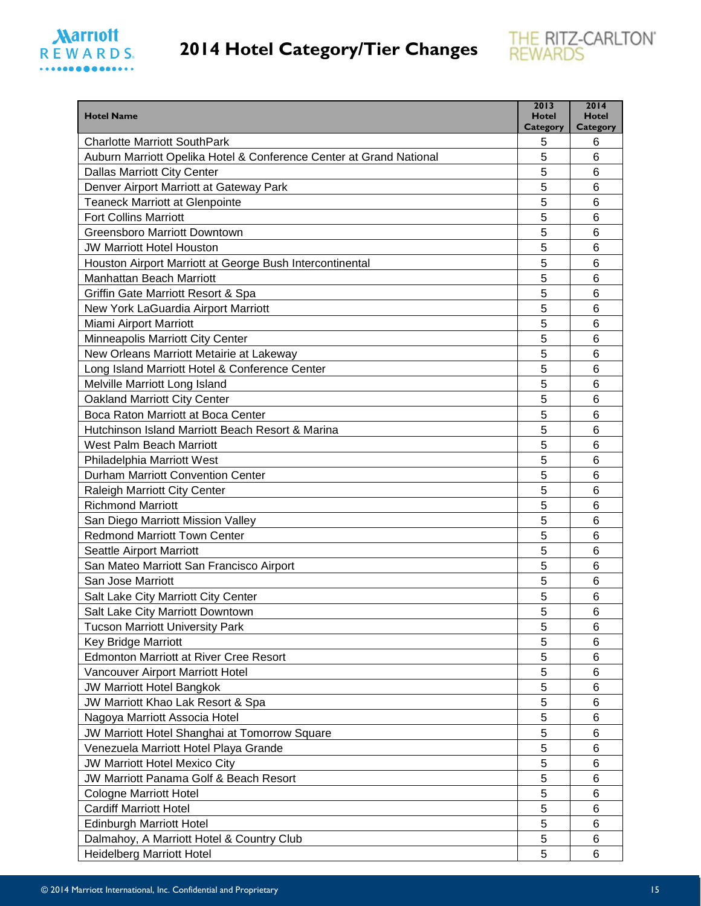# 2014 Hotel Category/Tier Changes

| Hotel Name | 2013 Hotel Category | 2014 Hotel Category |
|---|---|---|
| Charlotte Marriott SouthPark | 5 | 6 |
| Auburn Marriott Opelika Hotel & Conference Center at Grand National | 5 | 6 |
| Dallas Marriott City Center | 5 | 6 |
| Denver Airport Marriott at Gateway Park | 5 | 6 |
| Teaneck Marriott at Glenpointe | 5 | 6 |
| Fort Collins Marriott | 5 | 6 |
| Greensboro Marriott Downtown | 5 | 6 |
| JW Marriott Hotel Houston | 5 | 6 |
| Houston Airport Marriott at George Bush Intercontinental | 5 | 6 |
| Manhattan Beach Marriott | 5 | 6 |
| Griffin Gate Marriott Resort & Spa | 5 | 6 |
| New York LaGuardia Airport Marriott | 5 | 6 |
| Miami Airport Marriott | 5 | 6 |
| Minneapolis Marriott City Center | 5 | 6 |
| New Orleans Marriott Metairie at Lakeway | 5 | 6 |
| Long Island Marriott Hotel & Conference Center | 5 | 6 |
| Melville Marriott Long Island | 5 | 6 |
| Oakland Marriott City Center | 5 | 6 |
| Boca Raton Marriott at Boca Center | 5 | 6 |
| Hutchinson Island Marriott Beach Resort & Marina | 5 | 6 |
| West Palm Beach Marriott | 5 | 6 |
| Philadelphia Marriott West | 5 | 6 |
| Durham Marriott Convention Center | 5 | 6 |
| Raleigh Marriott City Center | 5 | 6 |
| Richmond Marriott | 5 | 6 |
| San Diego Marriott Mission Valley | 5 | 6 |
| Redmond Marriott Town Center | 5 | 6 |
| Seattle Airport Marriott | 5 | 6 |
| San Mateo Marriott San Francisco Airport | 5 | 6 |
| San Jose Marriott | 5 | 6 |
| Salt Lake City Marriott City Center | 5 | 6 |
| Salt Lake City Marriott Downtown | 5 | 6 |
| Tucson Marriott University Park | 5 | 6 |
| Key Bridge Marriott | 5 | 6 |
| Edmonton Marriott at River Cree Resort | 5 | 6 |
| Vancouver Airport Marriott Hotel | 5 | 6 |
| JW Marriott Hotel Bangkok | 5 | 6 |
| JW Marriott Khao Lak Resort & Spa | 5 | 6 |
| Nagoya Marriott Associa Hotel | 5 | 6 |
| JW Marriott Hotel Shanghai at Tomorrow Square | 5 | 6 |
| Venezuela Marriott Hotel Playa Grande | 5 | 6 |
| JW Marriott Hotel Mexico City | 5 | 6 |
| JW Marriott Panama Golf & Beach Resort | 5 | 6 |
| Cologne Marriott Hotel | 5 | 6 |
| Cardiff Marriott Hotel | 5 | 6 |
| Edinburgh Marriott Hotel | 5 | 6 |
| Dalmahoy, A Marriott Hotel & Country Club | 5 | 6 |
| Heidelberg Marriott Hotel | 5 | 6 |

© 2014 Marriott International, Inc. Confidential and Proprietary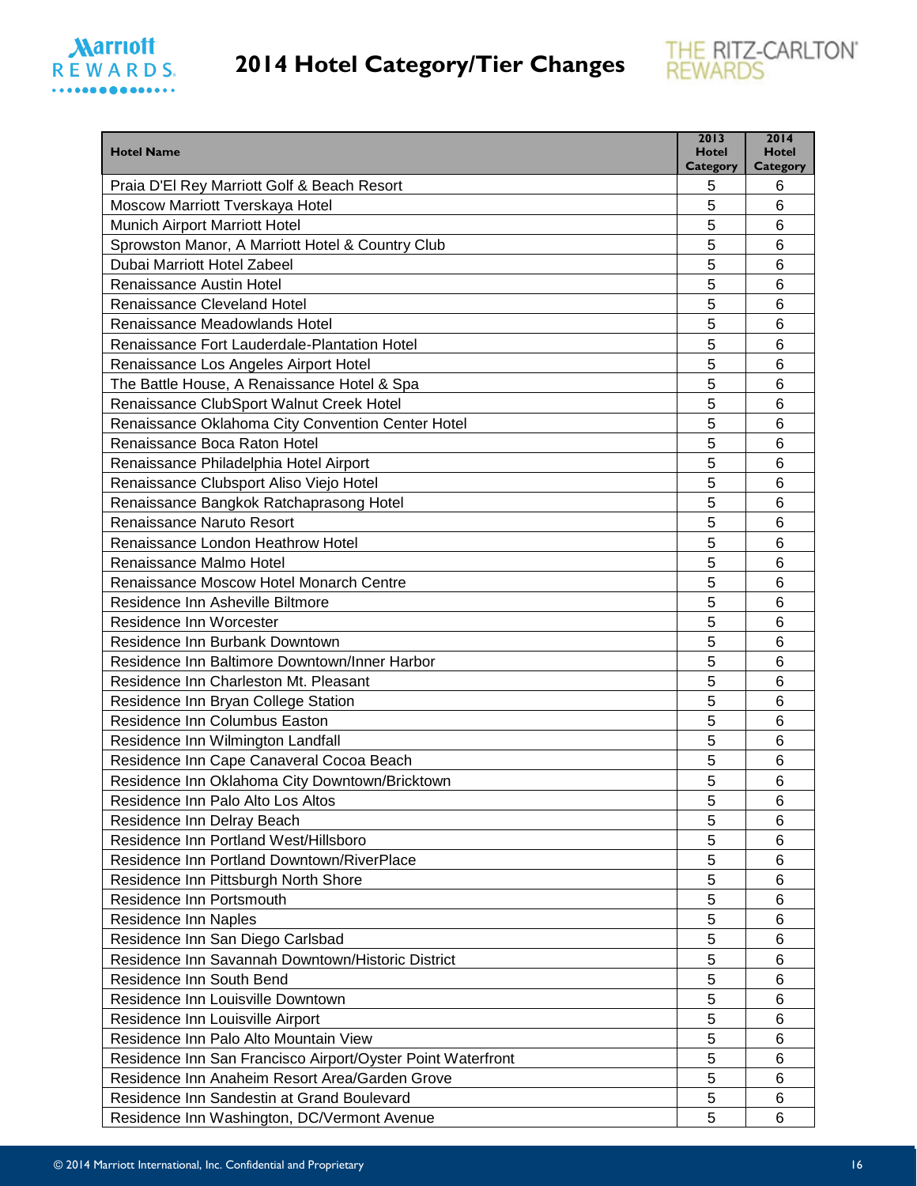# 2014 Hotel Category/Tier Changes

| Hotel Name | 2013 Hotel Category | 2014 Hotel Category |
|---|---|---|
| Praia D'El Rey Marriott Golf & Beach Resort | 5 | 6 |
| Moscow Marriott Tverskaya Hotel | 5 | 6 |
| Munich Airport Marriott Hotel | 5 | 6 |
| Sprowston Manor, A Marriott Hotel & Country Club | 5 | 6 |
| Dubai Marriott Hotel Zabeel | 5 | 6 |
| Renaissance Austin Hotel | 5 | 6 |
| Renaissance Cleveland Hotel | 5 | 6 |
| Renaissance Meadowlands Hotel | 5 | 6 |
| Renaissance Fort Lauderdale-Plantation Hotel | 5 | 6 |
| Renaissance Los Angeles Airport Hotel | 5 | 6 |
| The Battle House, A Renaissance Hotel & Spa | 5 | 6 |
| Renaissance ClubSport Walnut Creek Hotel | 5 | 6 |
| Renaissance Oklahoma City Convention Center Hotel | 5 | 6 |
| Renaissance Boca Raton Hotel | 5 | 6 |
| Renaissance Philadelphia Hotel Airport | 5 | 6 |
| Renaissance Clubsport Aliso Viejo Hotel | 5 | 6 |
| Renaissance Bangkok Ratchaprasong Hotel | 5 | 6 |
| Renaissance Naruto Resort | 5 | 6 |
| Renaissance London Heathrow Hotel | 5 | 6 |
| Renaissance Malmo Hotel | 5 | 6 |
| Renaissance Moscow Hotel Monarch Centre | 5 | 6 |
| Residence Inn Asheville Biltmore | 5 | 6 |
| Residence Inn Worcester | 5 | 6 |
| Residence Inn Burbank Downtown | 5 | 6 |
| Residence Inn Baltimore Downtown/Inner Harbor | 5 | 6 |
| Residence Inn Charleston Mt. Pleasant | 5 | 6 |
| Residence Inn Bryan College Station | 5 | 6 |
| Residence Inn Columbus Easton | 5 | 6 |
| Residence Inn Wilmington Landfall | 5 | 6 |
| Residence Inn Cape Canaveral Cocoa Beach | 5 | 6 |
| Residence Inn Oklahoma City Downtown/Bricktown | 5 | 6 |
| Residence Inn Palo Alto Los Altos | 5 | 6 |
| Residence Inn Delray Beach | 5 | 6 |
| Residence Inn Portland West/Hillsboro | 5 | 6 |
| Residence Inn Portland Downtown/RiverPlace | 5 | 6 |
| Residence Inn Pittsburgh North Shore | 5 | 6 |
| Residence Inn Portsmouth | 5 | 6 |
| Residence Inn Naples | 5 | 6 |
| Residence Inn San Diego Carlsbad | 5 | 6 |
| Residence Inn Savannah Downtown/Historic District | 5 | 6 |
| Residence Inn South Bend | 5 | 6 |
| Residence Inn Louisville Downtown | 5 | 6 |
| Residence Inn Louisville Airport | 5 | 6 |
| Residence Inn Palo Alto Mountain View | 5 | 6 |
| Residence Inn San Francisco Airport/Oyster Point Waterfront | 5 | 6 |
| Residence Inn Anaheim Resort Area/Garden Grove | 5 | 6 |
| Residence Inn Sandestin at Grand Boulevard | 5 | 6 |
| Residence Inn Washington, DC/Vermont Avenue | 5 | 6 |

© 2014 Marriott International, Inc. Confidential and Proprietary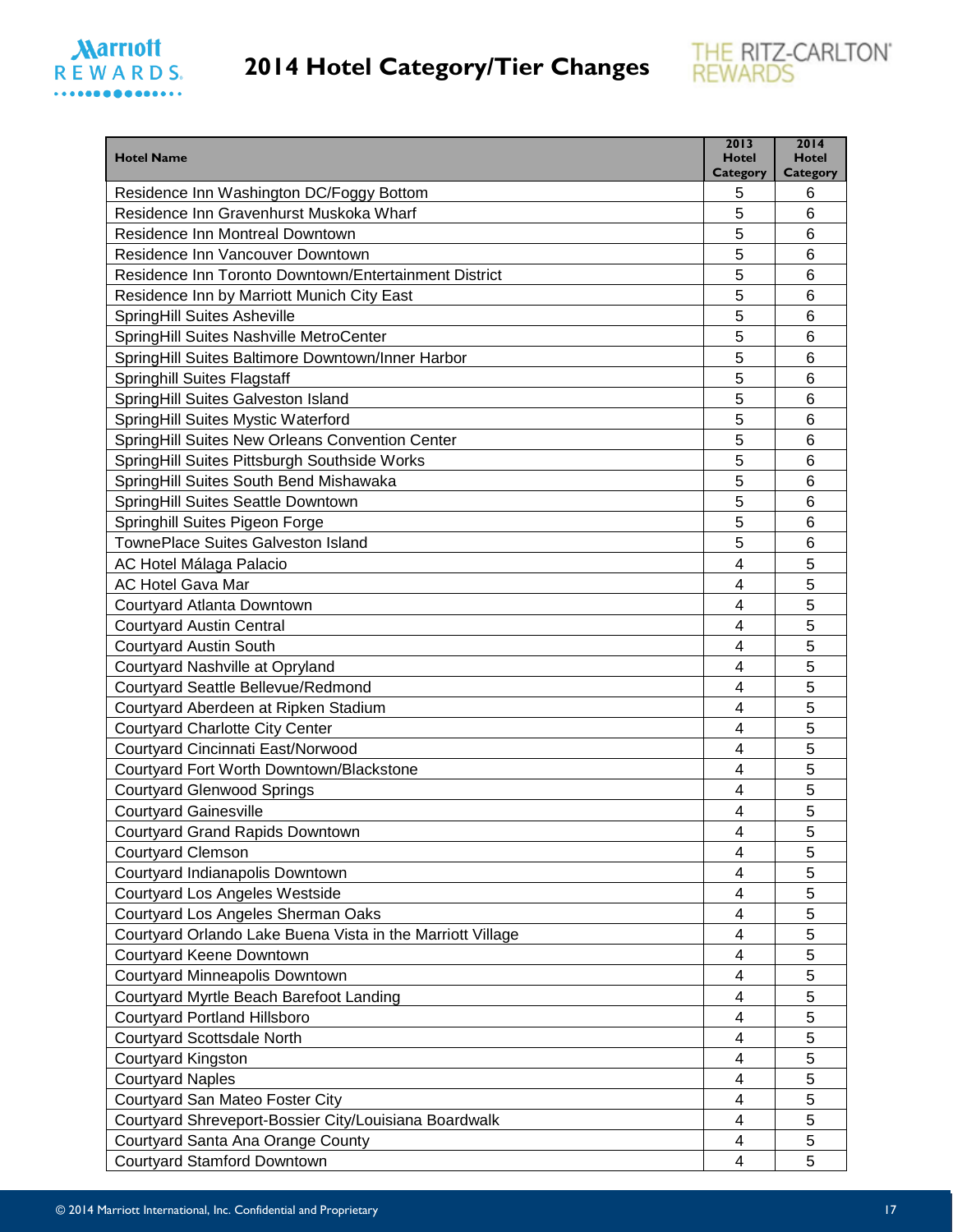# 2014 Hotel Category/Tier Changes

| Hotel Name | 2013 Hotel Category | 2014 Hotel Category |
|---|---|---|
| Residence Inn Washington DC/Foggy Bottom | 5 | 6 |
| Residence Inn Gravenhurst Muskoka Wharf | 5 | 6 |
| Residence Inn Montreal Downtown | 5 | 6 |
| Residence Inn Vancouver Downtown | 5 | 6 |
| Residence Inn Toronto Downtown/Entertainment District | 5 | 6 |
| Residence Inn by Marriott Munich City East | 5 | 6 |
| SpringHill Suites Asheville | 5 | 6 |
| SpringHill Suites Nashville MetroCenter | 5 | 6 |
| SpringHill Suites Baltimore Downtown/Inner Harbor | 5 | 6 |
| Springhill Suites Flagstaff | 5 | 6 |
| SpringHill Suites Galveston Island | 5 | 6 |
| SpringHill Suites Mystic Waterford | 5 | 6 |
| SpringHill Suites New Orleans Convention Center | 5 | 6 |
| SpringHill Suites Pittsburgh Southside Works | 5 | 6 |
| SpringHill Suites South Bend Mishawaka | 5 | 6 |
| SpringHill Suites Seattle Downtown | 5 | 6 |
| Springhill Suites Pigeon Forge | 5 | 6 |
| TownePlace Suites Galveston Island | 5 | 6 |
| AC Hotel Málaga Palacio | 4 | 5 |
| AC Hotel Gava Mar | 4 | 5 |
| Courtyard Atlanta Downtown | 4 | 5 |
| Courtyard Austin Central | 4 | 5 |
| Courtyard Austin South | 4 | 5 |
| Courtyard Nashville at Opryland | 4 | 5 |
| Courtyard Seattle Bellevue/Redmond | 4 | 5 |
| Courtyard Aberdeen at Ripken Stadium | 4 | 5 |
| Courtyard Charlotte City Center | 4 | 5 |
| Courtyard Cincinnati East/Norwood | 4 | 5 |
| Courtyard Fort Worth Downtown/Blackstone | 4 | 5 |
| Courtyard Glenwood Springs | 4 | 5 |
| Courtyard Gainesville | 4 | 5 |
| Courtyard Grand Rapids Downtown | 4 | 5 |
| Courtyard Clemson | 4 | 5 |
| Courtyard Indianapolis Downtown | 4 | 5 |
| Courtyard Los Angeles Westside | 4 | 5 |
| Courtyard Los Angeles Sherman Oaks | 4 | 5 |
| Courtyard Orlando Lake Buena Vista in the Marriott Village | 4 | 5 |
| Courtyard Keene Downtown | 4 | 5 |
| Courtyard Minneapolis Downtown | 4 | 5 |
| Courtyard Myrtle Beach Barefoot Landing | 4 | 5 |
| Courtyard Portland Hillsboro | 4 | 5 |
| Courtyard Scottsdale North | 4 | 5 |
| Courtyard Kingston | 4 | 5 |
| Courtyard Naples | 4 | 5 |
| Courtyard San Mateo Foster City | 4 | 5 |
| Courtyard Shreveport-Bossier City/Louisiana Boardwalk | 4 | 5 |
| Courtyard Santa Ana Orange County | 4 | 5 |
| Courtyard Stamford Downtown | 4 | 5 |

© 2014 Marriott International, Inc. Confidential and Proprietary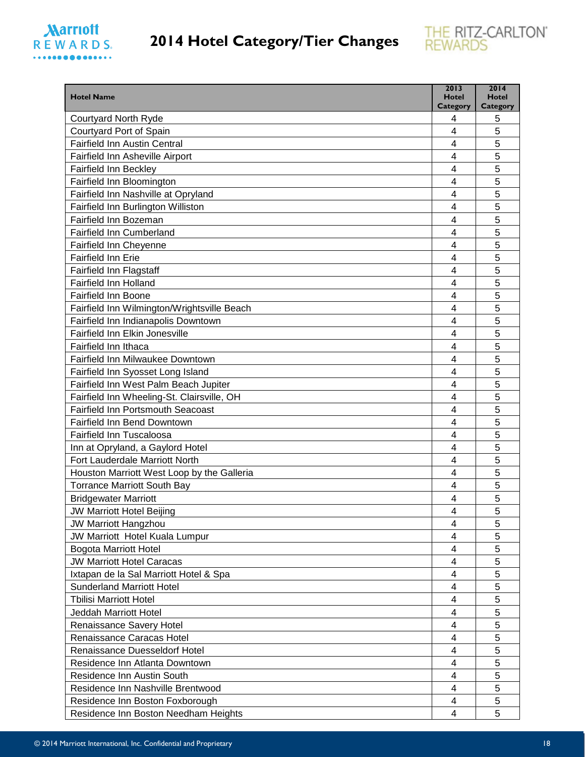# 2014 Hotel Category/Tier Changes

| Hotel Name | 2013 Hotel Category | 2014 Hotel Category |
|---|---|---|
| Courtyard North Ryde | 4 | 5 |
| Courtyard Port of Spain | 4 | 5 |
| Fairfield Inn Austin Central | 4 | 5 |
| Fairfield Inn Asheville Airport | 4 | 5 |
| Fairfield Inn Beckley | 4 | 5 |
| Fairfield Inn Bloomington | 4 | 5 |
| Fairfield Inn Nashville at Opryland | 4 | 5 |
| Fairfield Inn Burlington Williston | 4 | 5 |
| Fairfield Inn Bozeman | 4 | 5 |
| Fairfield Inn Cumberland | 4 | 5 |
| Fairfield Inn Cheyenne | 4 | 5 |
| Fairfield Inn Erie | 4 | 5 |
| Fairfield Inn Flagstaff | 4 | 5 |
| Fairfield Inn Holland | 4 | 5 |
| Fairfield Inn Boone | 4 | 5 |
| Fairfield Inn Wilmington/Wrightsville Beach | 4 | 5 |
| Fairfield Inn Indianapolis Downtown | 4 | 5 |
| Fairfield Inn Elkin Jonesville | 4 | 5 |
| Fairfield Inn Ithaca | 4 | 5 |
| Fairfield Inn Milwaukee Downtown | 4 | 5 |
| Fairfield Inn Syosset Long Island | 4 | 5 |
| Fairfield Inn West Palm Beach Jupiter | 4 | 5 |
| Fairfield Inn Wheeling-St. Clairsville, OH | 4 | 5 |
| Fairfield Inn Portsmouth Seacoast | 4 | 5 |
| Fairfield Inn Bend Downtown | 4 | 5 |
| Fairfield Inn Tuscaloosa | 4 | 5 |
| Inn at Opryland, a Gaylord Hotel | 4 | 5 |
| Fort Lauderdale Marriott North | 4 | 5 |
| Houston Marriott West Loop by the Galleria | 4 | 5 |
| Torrance Marriott South Bay | 4 | 5 |
| Bridgewater Marriott | 4 | 5 |
| JW Marriott Hotel Beijing | 4 | 5 |
| JW Marriott Hangzhou | 4 | 5 |
| JW Marriott Hotel Kuala Lumpur | 4 | 5 |
| Bogota Marriott Hotel | 4 | 5 |
| JW Marriott Hotel Caracas | 4 | 5 |
| Ixtapan de la Sal Marriott Hotel & Spa | 4 | 5 |
| Sunderland Marriott Hotel | 4 | 5 |
| Tbilisi Marriott Hotel | 4 | 5 |
| Jeddah Marriott Hotel | 4 | 5 |
| Renaissance Savery Hotel | 4 | 5 |
| Renaissance Caracas Hotel | 4 | 5 |
| Renaissance Duesseldorf Hotel | 4 | 5 |
| Residence Inn Atlanta Downtown | 4 | 5 |
| Residence Inn Austin South | 4 | 5 |
| Residence Inn Nashville Brentwood | 4 | 5 |
| Residence Inn Boston Foxborough | 4 | 5 |
| Residence Inn Boston Needham Heights | 4 | 5 |

© 2014 Marriott International, Inc. Confidential and Proprietary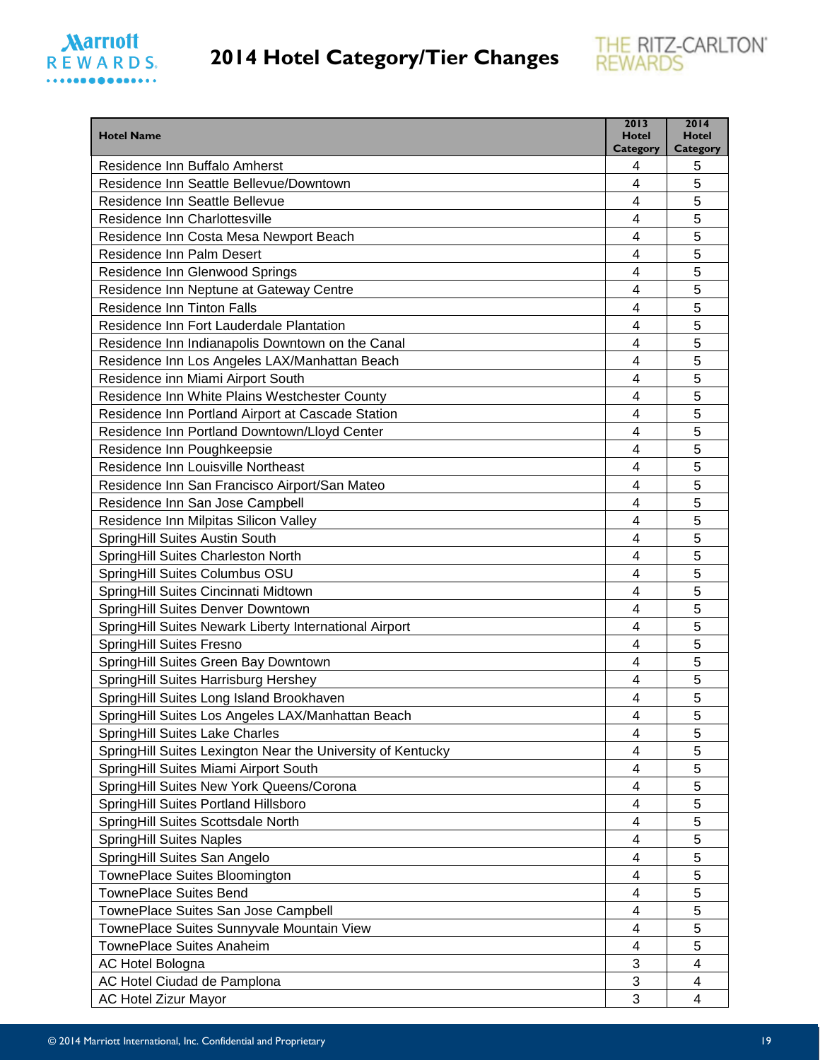# 2014 Hotel Category/Tier Changes

| Hotel Name | 2013 Hotel Category | 2014 Hotel Category |
|---|---|---|
| Residence Inn Buffalo Amherst | 4 | 5 |
| Residence Inn Seattle Bellevue/Downtown | 4 | 5 |
| Residence Inn Seattle Bellevue | 4 | 5 |
| Residence Inn Charlottesville | 4 | 5 |
| Residence Inn Costa Mesa Newport Beach | 4 | 5 |
| Residence Inn Palm Desert | 4 | 5 |
| Residence Inn Glenwood Springs | 4 | 5 |
| Residence Inn Neptune at Gateway Centre | 4 | 5 |
| Residence Inn Tinton Falls | 4 | 5 |
| Residence Inn Fort Lauderdale Plantation | 4 | 5 |
| Residence Inn Indianapolis Downtown on the Canal | 4 | 5 |
| Residence Inn Los Angeles LAX/Manhattan Beach | 4 | 5 |
| Residence inn Miami Airport South | 4 | 5 |
| Residence Inn White Plains Westchester County | 4 | 5 |
| Residence Inn Portland Airport at Cascade Station | 4 | 5 |
| Residence Inn Portland Downtown/Lloyd Center | 4 | 5 |
| Residence Inn Poughkeepsie | 4 | 5 |
| Residence Inn Louisville Northeast | 4 | 5 |
| Residence Inn San Francisco Airport/San Mateo | 4 | 5 |
| Residence Inn San Jose Campbell | 4 | 5 |
| Residence Inn Milpitas Silicon Valley | 4 | 5 |
| SpringHill Suites Austin South | 4 | 5 |
| SpringHill Suites Charleston North | 4 | 5 |
| SpringHill Suites Columbus OSU | 4 | 5 |
| SpringHill Suites Cincinnati Midtown | 4 | 5 |
| SpringHill Suites Denver Downtown | 4 | 5 |
| SpringHill Suites Newark Liberty International Airport | 4 | 5 |
| SpringHill Suites Fresno | 4 | 5 |
| SpringHill Suites Green Bay Downtown | 4 | 5 |
| SpringHill Suites Harrisburg Hershey | 4 | 5 |
| SpringHill Suites Long Island Brookhaven | 4 | 5 |
| SpringHill Suites Los Angeles LAX/Manhattan Beach | 4 | 5 |
| SpringHill Suites Lake Charles | 4 | 5 |
| SpringHill Suites Lexington Near the University of Kentucky | 4 | 5 |
| SpringHill Suites Miami Airport South | 4 | 5 |
| SpringHill Suites New York Queens/Corona | 4 | 5 |
| SpringHill Suites Portland Hillsboro | 4 | 5 |
| SpringHill Suites Scottsdale North | 4 | 5 |
| SpringHill Suites Naples | 4 | 5 |
| SpringHill Suites San Angelo | 4 | 5 |
| TownePlace Suites Bloomington | 4 | 5 |
| TownePlace Suites Bend | 4 | 5 |
| TownePlace Suites San Jose Campbell | 4 | 5 |
| TownePlace Suites Sunnyvale Mountain View | 4 | 5 |
| TownePlace Suites Anaheim | 4 | 5 |
| AC Hotel Bologna | 3 | 4 |
| AC Hotel Ciudad de Pamplona | 3 | 4 |
| AC Hotel Zizur Mayor | 3 | 4 |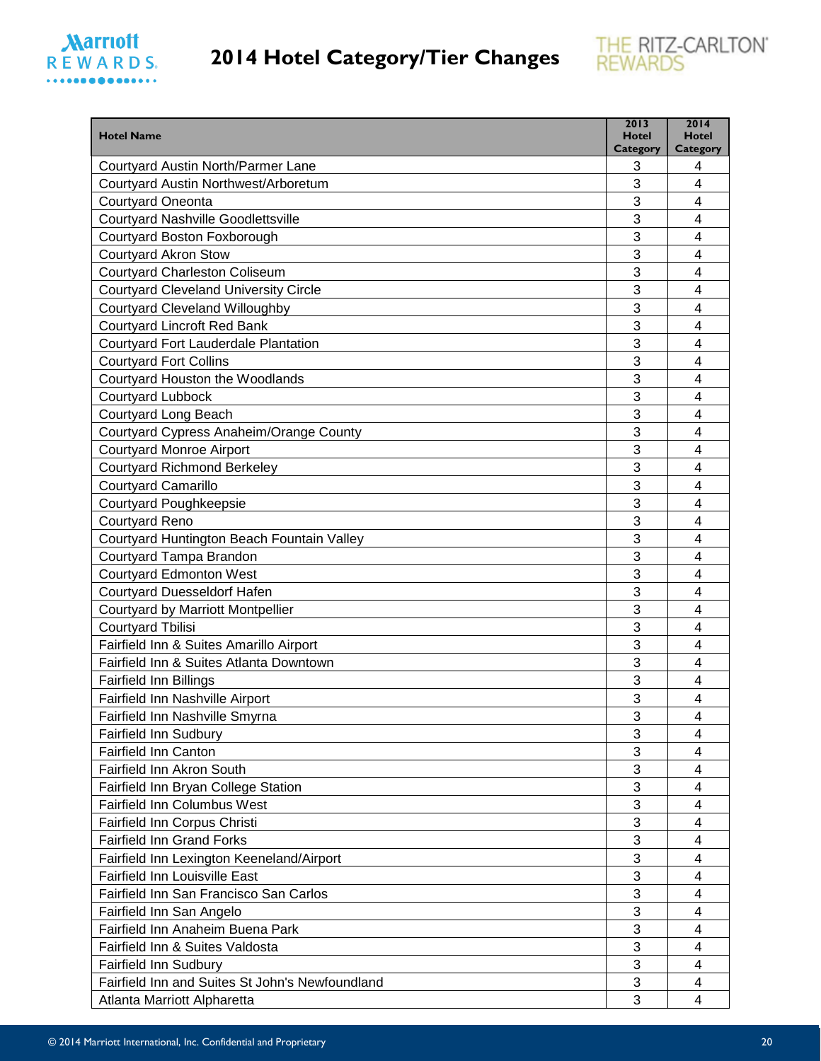# 2014 Hotel Category/Tier Changes

| Hotel Name | 2013 Hotel Category | 2014 Hotel Category |
|---|---|---|
| Courtyard Austin North/Parmer Lane | 3 | 4 |
| Courtyard Austin Northwest/Arboretum | 3 | 4 |
| Courtyard Oneonta | 3 | 4 |
| Courtyard Nashville Goodlettsville | 3 | 4 |
| Courtyard Boston Foxborough | 3 | 4 |
| Courtyard Akron Stow | 3 | 4 |
| Courtyard Charleston Coliseum | 3 | 4 |
| Courtyard Cleveland University Circle | 3 | 4 |
| Courtyard Cleveland Willoughby | 3 | 4 |
| Courtyard Lincroft Red Bank | 3 | 4 |
| Courtyard Fort Lauderdale Plantation | 3 | 4 |
| Courtyard Fort Collins | 3 | 4 |
| Courtyard Houston the Woodlands | 3 | 4 |
| Courtyard Lubbock | 3 | 4 |
| Courtyard Long Beach | 3 | 4 |
| Courtyard Cypress Anaheim/Orange County | 3 | 4 |
| Courtyard Monroe Airport | 3 | 4 |
| Courtyard Richmond Berkeley | 3 | 4 |
| Courtyard Camarillo | 3 | 4 |
| Courtyard Poughkeepsie | 3 | 4 |
| Courtyard Reno | 3 | 4 |
| Courtyard Huntington Beach Fountain Valley | 3 | 4 |
| Courtyard Tampa Brandon | 3 | 4 |
| Courtyard Edmonton West | 3 | 4 |
| Courtyard Duesseldorf Hafen | 3 | 4 |
| Courtyard by Marriott Montpellier | 3 | 4 |
| Courtyard Tbilisi | 3 | 4 |
| Fairfield Inn & Suites Amarillo Airport | 3 | 4 |
| Fairfield Inn & Suites Atlanta Downtown | 3 | 4 |
| Fairfield Inn Billings | 3 | 4 |
| Fairfield Inn Nashville Airport | 3 | 4 |
| Fairfield Inn Nashville Smyrna | 3 | 4 |
| Fairfield Inn Sudbury | 3 | 4 |
| Fairfield Inn Canton | 3 | 4 |
| Fairfield Inn Akron South | 3 | 4 |
| Fairfield Inn Bryan College Station | 3 | 4 |
| Fairfield Inn Columbus West | 3 | 4 |
| Fairfield Inn Corpus Christi | 3 | 4 |
| Fairfield Inn Grand Forks | 3 | 4 |
| Fairfield Inn Lexington Keeneland/Airport | 3 | 4 |
| Fairfield Inn Louisville East | 3 | 4 |
| Fairfield Inn San Francisco San Carlos | 3 | 4 |
| Fairfield Inn San Angelo | 3 | 4 |
| Fairfield Inn Anaheim Buena Park | 3 | 4 |
| Fairfield Inn & Suites Valdosta | 3 | 4 |
| Fairfield Inn Sudbury | 3 | 4 |
| Fairfield Inn and Suites St John's Newfoundland | 3 | 4 |
| Atlanta Marriott Alpharetta | 3 | 4 |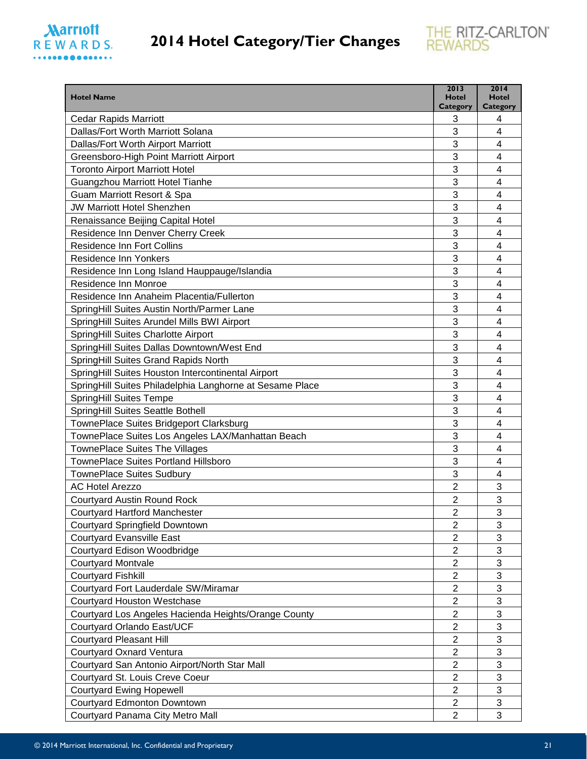# 2014 Hotel Category/Tier Changes

| Hotel Name | 2013 Hotel Category | 2014 Hotel Category |
|---|---|---|
| Cedar Rapids Marriott | 3 | 4 |
| Dallas/Fort Worth Marriott Solana | 3 | 4 |
| Dallas/Fort Worth Airport Marriott | 3 | 4 |
| Greensboro-High Point Marriott Airport | 3 | 4 |
| Toronto Airport Marriott Hotel | 3 | 4 |
| Guangzhou Marriott Hotel Tianhe | 3 | 4 |
| Guam Marriott Resort & Spa | 3 | 4 |
| JW Marriott Hotel Shenzhen | 3 | 4 |
| Renaissance Beijing Capital Hotel | 3 | 4 |
| Residence Inn Denver Cherry Creek | 3 | 4 |
| Residence Inn Fort Collins | 3 | 4 |
| Residence Inn Yonkers | 3 | 4 |
| Residence Inn Long Island Hauppauge/Islandia | 3 | 4 |
| Residence Inn Monroe | 3 | 4 |
| Residence Inn Anaheim Placentia/Fullerton | 3 | 4 |
| SpringHill Suites Austin North/Parmer Lane | 3 | 4 |
| SpringHill Suites Arundel Mills BWI Airport | 3 | 4 |
| SpringHill Suites Charlotte Airport | 3 | 4 |
| SpringHill Suites Dallas Downtown/West End | 3 | 4 |
| SpringHill Suites Grand Rapids North | 3 | 4 |
| SpringHill Suites Houston Intercontinental Airport | 3 | 4 |
| SpringHill Suites Philadelphia Langhorne at Sesame Place | 3 | 4 |
| SpringHill Suites Tempe | 3 | 4 |
| SpringHill Suites Seattle Bothell | 3 | 4 |
| TownePlace Suites Bridgeport Clarksburg | 3 | 4 |
| TownePlace Suites Los Angeles LAX/Manhattan Beach | 3 | 4 |
| TownePlace Suites The Villages | 3 | 4 |
| TownePlace Suites Portland Hillsboro | 3 | 4 |
| TownePlace Suites Sudbury | 3 | 4 |
| AC Hotel Arezzo | 2 | 3 |
| Courtyard Austin Round Rock | 2 | 3 |
| Courtyard Hartford Manchester | 2 | 3 |
| Courtyard Springfield Downtown | 2 | 3 |
| Courtyard Evansville East | 2 | 3 |
| Courtyard Edison Woodbridge | 2 | 3 |
| Courtyard Montvale | 2 | 3 |
| Courtyard Fishkill | 2 | 3 |
| Courtyard Fort Lauderdale SW/Miramar | 2 | 3 |
| Courtyard Houston Westchase | 2 | 3 |
| Courtyard Los Angeles Hacienda Heights/Orange County | 2 | 3 |
| Courtyard Orlando East/UCF | 2 | 3 |
| Courtyard Pleasant Hill | 2 | 3 |
| Courtyard Oxnard Ventura | 2 | 3 |
| Courtyard San Antonio Airport/North Star Mall | 2 | 3 |
| Courtyard St. Louis Creve Coeur | 2 | 3 |
| Courtyard Ewing Hopewell | 2 | 3 |
| Courtyard Edmonton Downtown | 2 | 3 |
| Courtyard Panama City Metro Mall | 2 | 3 |

© 2014 Marriott International, Inc. Confidential and Proprietary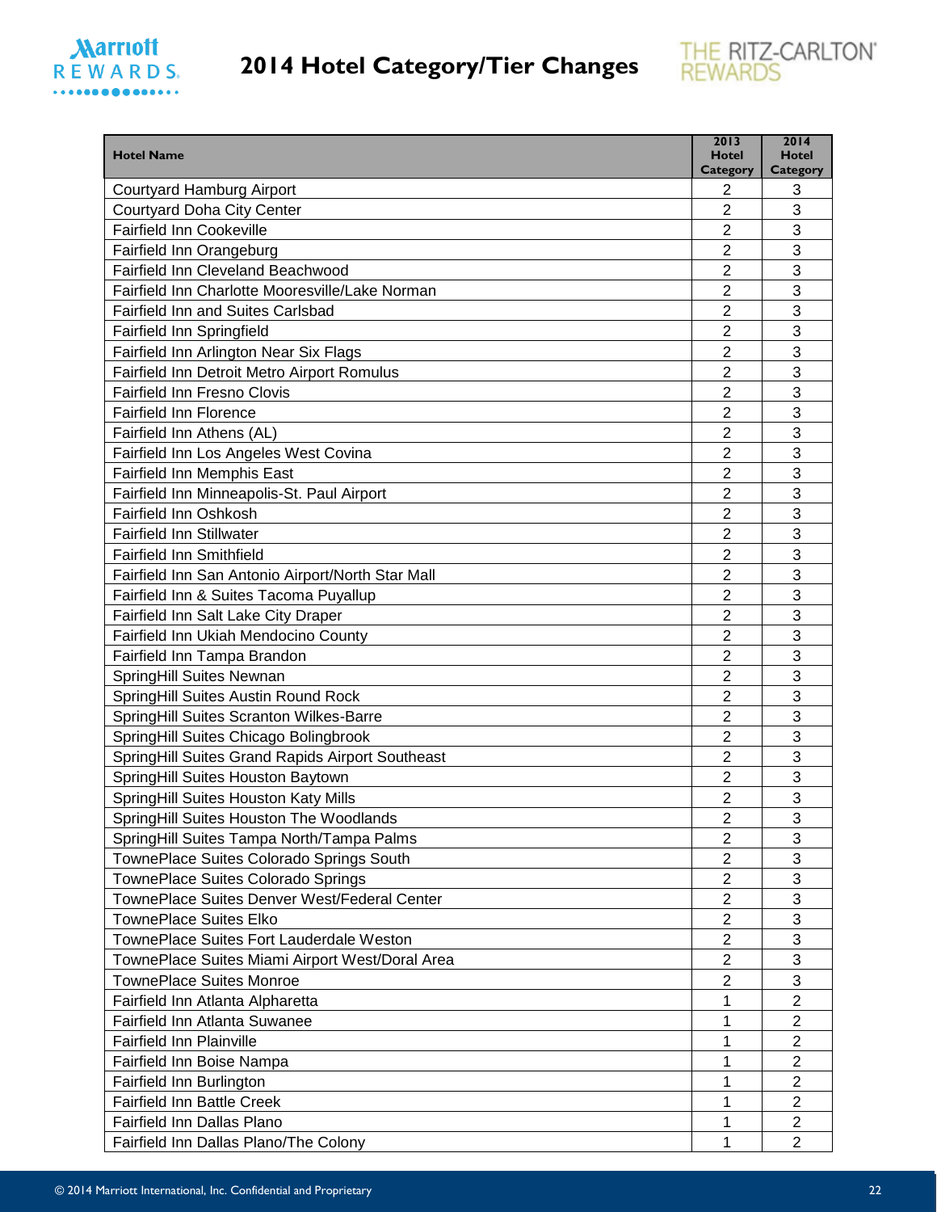# 2014 Hotel Category/Tier Changes

| Hotel Name | 2013 Hotel Category | 2014 Hotel Category |
|---|---|---|
| Courtyard Hamburg Airport | 2 | 3 |
| Courtyard Doha City Center | 2 | 3 |
| Fairfield Inn Cookeville | 2 | 3 |
| Fairfield Inn Orangeburg | 2 | 3 |
| Fairfield Inn Cleveland Beachwood | 2 | 3 |
| Fairfield Inn Charlotte Mooresville/Lake Norman | 2 | 3 |
| Fairfield Inn and Suites Carlsbad | 2 | 3 |
| Fairfield Inn Springfield | 2 | 3 |
| Fairfield Inn Arlington Near Six Flags | 2 | 3 |
| Fairfield Inn Detroit Metro Airport Romulus | 2 | 3 |
| Fairfield Inn Fresno Clovis | 2 | 3 |
| Fairfield Inn Florence | 2 | 3 |
| Fairfield Inn Athens (AL) | 2 | 3 |
| Fairfield Inn Los Angeles West Covina | 2 | 3 |
| Fairfield Inn Memphis East | 2 | 3 |
| Fairfield Inn Minneapolis-St. Paul Airport | 2 | 3 |
| Fairfield Inn Oshkosh | 2 | 3 |
| Fairfield Inn Stillwater | 2 | 3 |
| Fairfield Inn Smithfield | 2 | 3 |
| Fairfield Inn San Antonio Airport/North Star Mall | 2 | 3 |
| Fairfield Inn & Suites Tacoma Puyallup | 2 | 3 |
| Fairfield Inn Salt Lake City Draper | 2 | 3 |
| Fairfield Inn Ukiah Mendocino County | 2 | 3 |
| Fairfield Inn Tampa Brandon | 2 | 3 |
| SpringHill Suites Newnan | 2 | 3 |
| SpringHill Suites Austin Round Rock | 2 | 3 |
| SpringHill Suites Scranton Wilkes-Barre | 2 | 3 |
| SpringHill Suites Chicago Bolingbrook | 2 | 3 |
| SpringHill Suites Grand Rapids Airport Southeast | 2 | 3 |
| SpringHill Suites Houston Baytown | 2 | 3 |
| SpringHill Suites Houston Katy Mills | 2 | 3 |
| SpringHill Suites Houston The Woodlands | 2 | 3 |
| SpringHill Suites Tampa North/Tampa Palms | 2 | 3 |
| TownePlace Suites Colorado Springs South | 2 | 3 |
| TownePlace Suites Colorado Springs | 2 | 3 |
| TownePlace Suites Denver West/Federal Center | 2 | 3 |
| TownePlace Suites Elko | 2 | 3 |
| TownePlace Suites Fort Lauderdale Weston | 2 | 3 |
| TownePlace Suites Miami Airport West/Doral Area | 2 | 3 |
| TownePlace Suites Monroe | 2 | 3 |
| Fairfield Inn Atlanta Alpharetta | 1 | 2 |
| Fairfield Inn Atlanta Suwanee | 1 | 2 |
| Fairfield Inn Plainville | 1 | 2 |
| Fairfield Inn Boise Nampa | 1 | 2 |
| Fairfield Inn Burlington | 1 | 2 |
| Fairfield Inn Battle Creek | 1 | 2 |
| Fairfield Inn Dallas Plano | 1 | 2 |
| Fairfield Inn Dallas Plano/The Colony | 1 | 2 |

© 2014 Marriott International, Inc. Confidential and Proprietary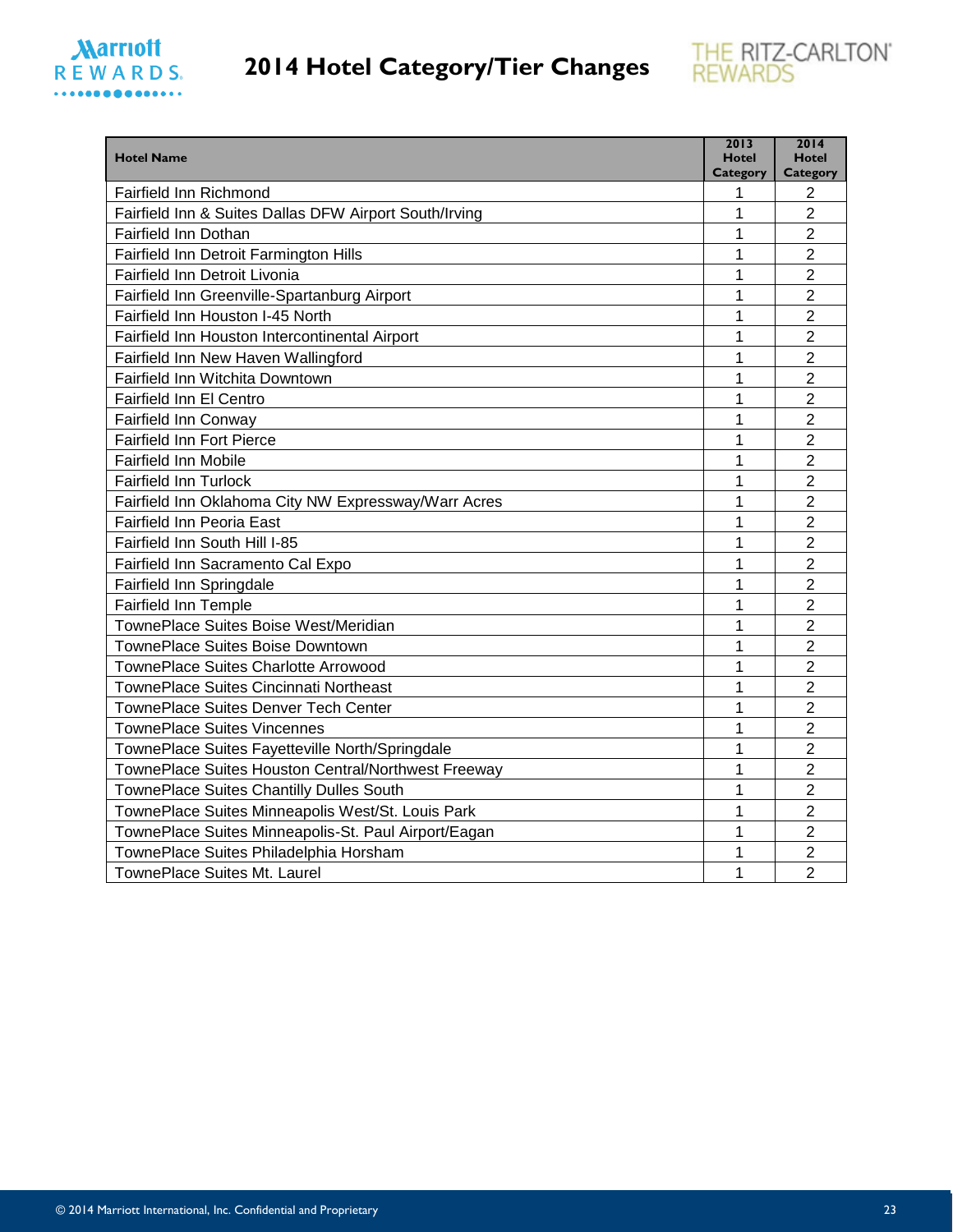# 2014 Hotel Category/Tier Changes

| Hotel Name | 2013 Hotel Category | 2014 Hotel Category |
|---|---|---|
| Fairfield Inn Richmond | 1 | 2 |
| Fairfield Inn & Suites Dallas DFW Airport South/Irving | 1 | 2 |
| Fairfield Inn Dothan | 1 | 2 |
| Fairfield Inn Detroit Farmington Hills | 1 | 2 |
| Fairfield Inn Detroit Livonia | 1 | 2 |
| Fairfield Inn Greenville-Spartanburg Airport | 1 | 2 |
| Fairfield Inn Houston I-45 North | 1 | 2 |
| Fairfield Inn Houston Intercontinental Airport | 1 | 2 |
| Fairfield Inn New Haven Wallingford | 1 | 2 |
| Fairfield Inn Witchita Downtown | 1 | 2 |
| Fairfield Inn El Centro | 1 | 2 |
| Fairfield Inn Conway | 1 | 2 |
| Fairfield Inn Fort Pierce | 1 | 2 |
| Fairfield Inn Mobile | 1 | 2 |
| Fairfield Inn Turlock | 1 | 2 |
| Fairfield Inn Oklahoma City NW Expressway/Warr Acres | 1 | 2 |
| Fairfield Inn Peoria East | 1 | 2 |
| Fairfield Inn South Hill I-85 | 1 | 2 |
| Fairfield Inn Sacramento Cal Expo | 1 | 2 |
| Fairfield Inn Springdale | 1 | 2 |
| Fairfield Inn Temple | 1 | 2 |
| TownePlace Suites Boise West/Meridian | 1 | 2 |
| TownePlace Suites Boise Downtown | 1 | 2 |
| TownePlace Suites Charlotte Arrowood | 1 | 2 |
| TownePlace Suites Cincinnati Northeast | 1 | 2 |
| TownePlace Suites Denver Tech Center | 1 | 2 |
| TownePlace Suites Vincennes | 1 | 2 |
| TownePlace Suites Fayetteville North/Springdale | 1 | 2 |
| TownePlace Suites Houston Central/Northwest Freeway | 1 | 2 |
| TownePlace Suites Chantilly Dulles South | 1 | 2 |
| TownePlace Suites Minneapolis West/St. Louis Park | 1 | 2 |
| TownePlace Suites Minneapolis-St. Paul Airport/Eagan | 1 | 2 |
| TownePlace Suites Philadelphia Horsham | 1 | 2 |
| TownePlace Suites Mt. Laurel | 1 | 2 |